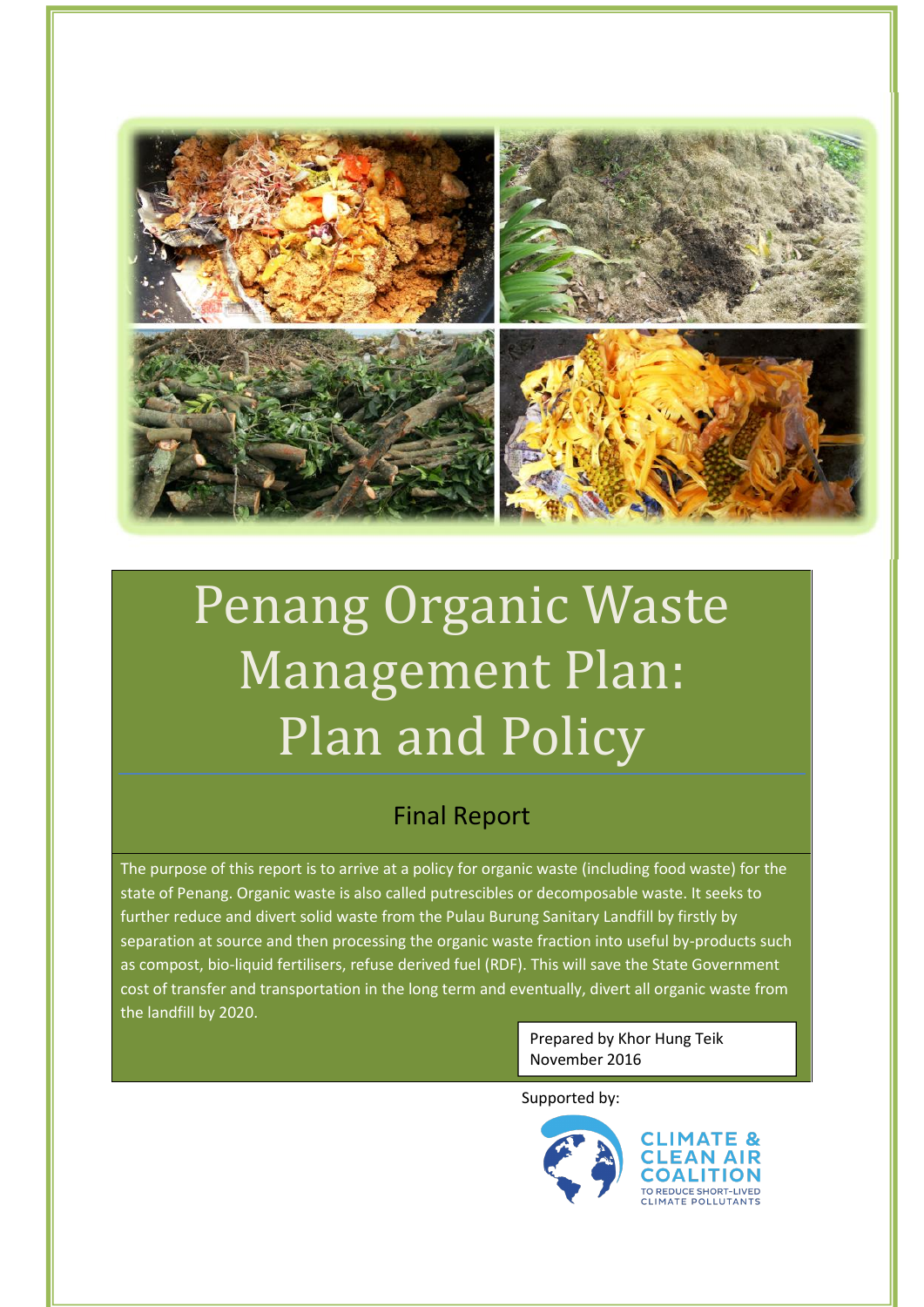# Penang Organic Waste Management Plan: Plan and Policy

## Final Report

The purpose of this report is to arrive at a policy for organic waste (including food waste) for the state of Penang. Organic waste is also called putrescibles or decomposable waste. It seeks to further reduce and divert solid waste from the Pulau Burung Sanitary Landfill by firstly by separation at source and then processing the organic waste fraction into useful by-products such as compost, bio-liquid fertilisers, refuse derived fuel (RDF). This will save the State Government cost of transfer and transportation in the long term and eventually, divert all organic waste from the landfill by 2020.

Prepared by Khor Hung Teik
November 2016

Supported by:

CLIMATE & CLEAN AIR COALITION
TO REDUCE SHORT-LIVED CLIMATE POLLUTANTS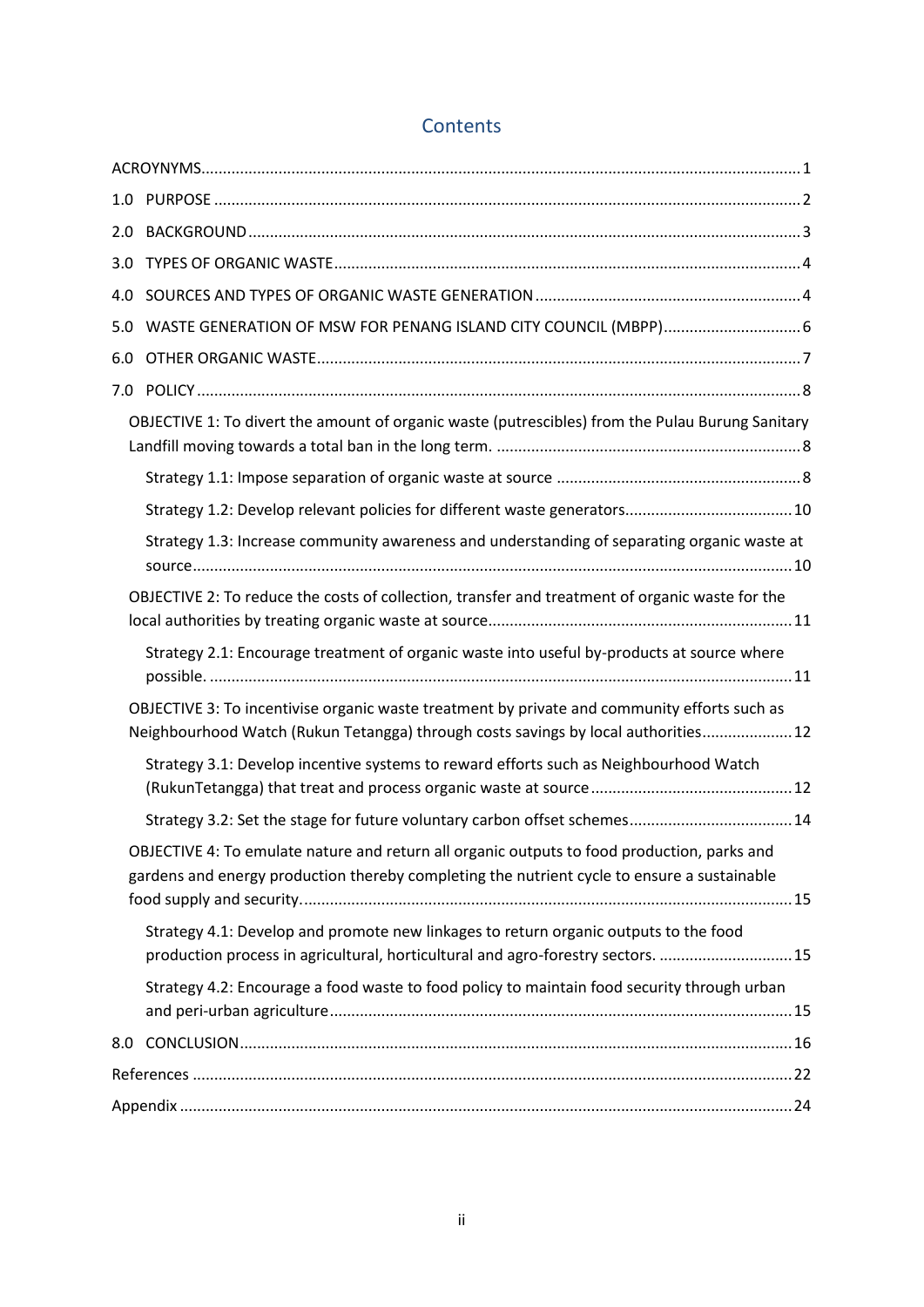# Contents

ACROYNYMS ........ 1

1.0 PURPOSE ........ 2

2.0 BACKGROUND ........ 3

3.0 TYPES OF ORGANIC WASTE ........ 4

4.0 SOURCES AND TYPES OF ORGANIC WASTE GENERATION ........ 4

5.0 WASTE GENERATION OF MSW FOR PENANG ISLAND CITY COUNCIL (MBPP) ........ 6

6.0 OTHER ORGANIC WASTE ........ 7

7.0 POLICY ........ 8

- OBJECTIVE 1: To divert the amount of organic waste (putrescibles) from the Pulau Burung Sanitary Landfill moving towards a total ban in the long term. ........ 8
  - Strategy 1.1: Impose separation of organic waste at source ........ 8
  - Strategy 1.2: Develop relevant policies for different waste generators ........ 10
  - Strategy 1.3: Increase community awareness and understanding of separating organic waste at source ........ 10
- OBJECTIVE 2: To reduce the costs of collection, transfer and treatment of organic waste for the local authorities by treating organic waste at source ........ 11
  - Strategy 2.1: Encourage treatment of organic waste into useful by-products at source where possible. ........ 11
- OBJECTIVE 3: To incentivise organic waste treatment by private and community efforts such as Neighbourhood Watch (Rukun Tetangga) through costs savings by local authorities ........ 12
  - Strategy 3.1: Develop incentive systems to reward efforts such as Neighbourhood Watch (RukunTetangga) that treat and process organic waste at source ........ 12
  - Strategy 3.2: Set the stage for future voluntary carbon offset schemes ........ 14
- OBJECTIVE 4: To emulate nature and return all organic outputs to food production, parks and gardens and energy production thereby completing the nutrient cycle to ensure a sustainable food supply and security. ........ 15
  - Strategy 4.1: Develop and promote new linkages to return organic outputs to the food production process in agricultural, horticultural and agro-forestry sectors. ........ 15
  - Strategy 4.2: Encourage a food waste to food policy to maintain food security through urban and peri-urban agriculture ........ 15

8.0 CONCLUSION ........ 16

References ........ 22

Appendix ........ 24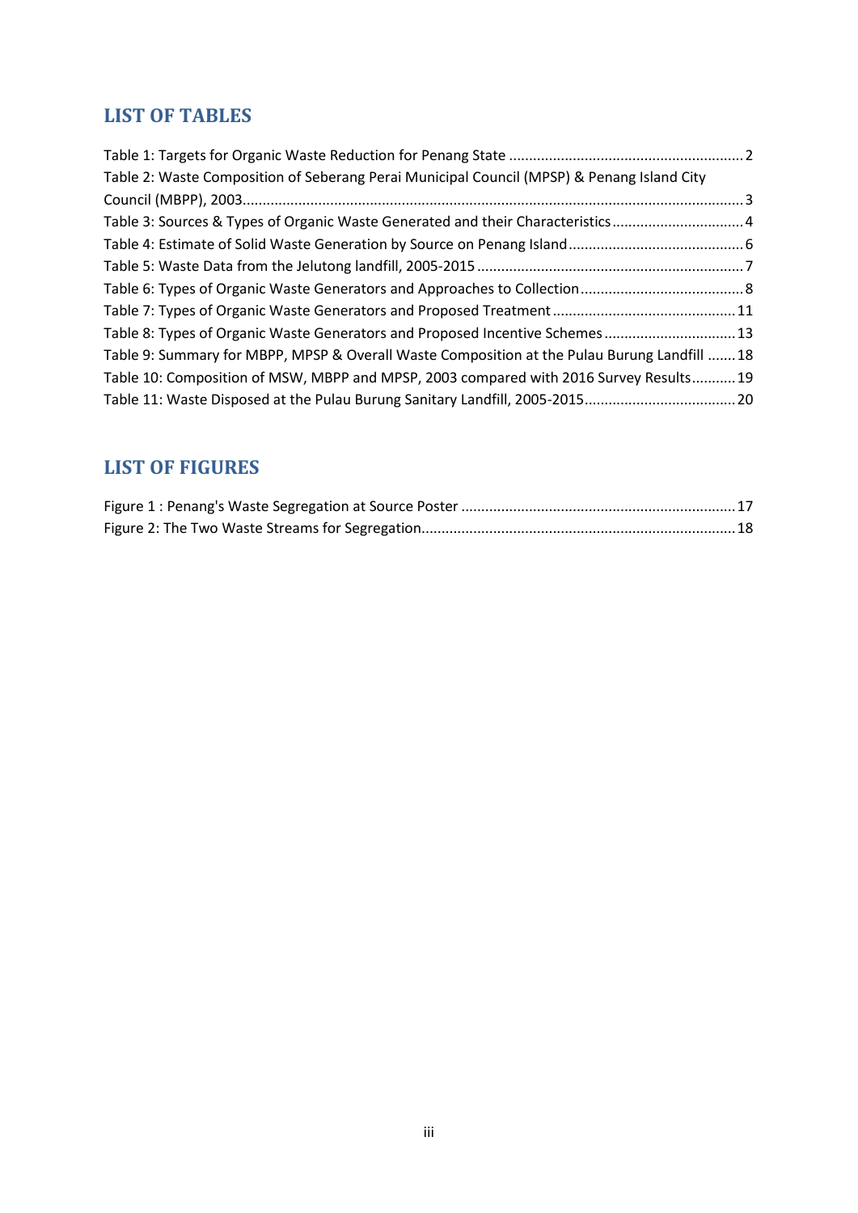## LIST OF TABLES

Table 1: Targets for Organic Waste Reduction for Penang State ........................................................... 2
Table 2: Waste Composition of Seberang Perai Municipal Council (MPSP) & Penang Island City Council (MBPP), 2003......................................................................................................................... 3
Table 3: Sources & Types of Organic Waste Generated and their Characteristics ................................ 4
Table 4: Estimate of Solid Waste Generation by Source on Penang Island ........................................... 6
Table 5: Waste Data from the Jelutong landfill, 2005-2015 .................................................................. 7
Table 6: Types of Organic Waste Generators and Approaches to Collection ......................................... 8
Table 7: Types of Organic Waste Generators and Proposed Treatment ............................................. 11
Table 8: Types of Organic Waste Generators and Proposed Incentive Schemes ................................ 13
Table 9: Summary for MBPP, MPSP & Overall Waste Composition at the Pulau Burung Landfill ....... 18
Table 10: Composition of MSW, MBPP and MPSP, 2003 compared with 2016 Survey Results........... 19
Table 11: Waste Disposed at the Pulau Burung Sanitary Landfill, 2005-2015...................................... 20

## LIST OF FIGURES

Figure 1 : Penang's Waste Segregation at Source Poster .................................................................... 17
Figure 2: The Two Waste Streams for Segregation............................................................................. 18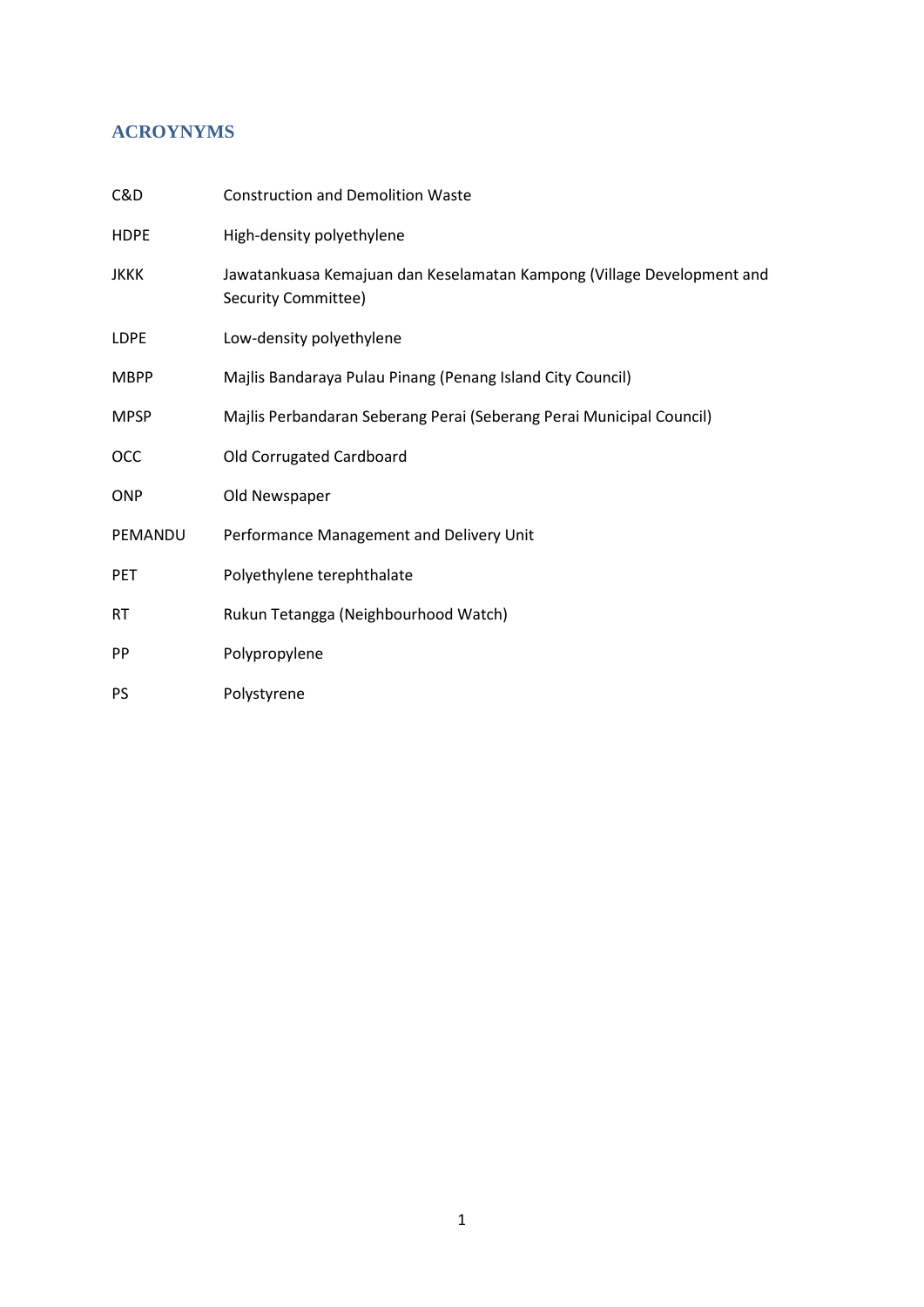## ACROYNYMS

| | |
|---|---|
| C&D | Construction and Demolition Waste |
| HDPE | High-density polyethylene |
| JKKK | Jawatankuasa Kemajuan dan Keselamatan Kampong (Village Development and Security Committee) |
| LDPE | Low-density polyethylene |
| MBPP | Majlis Bandaraya Pulau Pinang (Penang Island City Council) |
| MPSP | Majlis Perbandaran Seberang Perai (Seberang Perai Municipal Council) |
| OCC | Old Corrugated Cardboard |
| ONP | Old Newspaper |
| PEMANDU | Performance Management and Delivery Unit |
| PET | Polyethylene terephthalate |
| RT | Rukun Tetangga (Neighbourhood Watch) |
| PP | Polypropylene |
| PS | Polystyrene |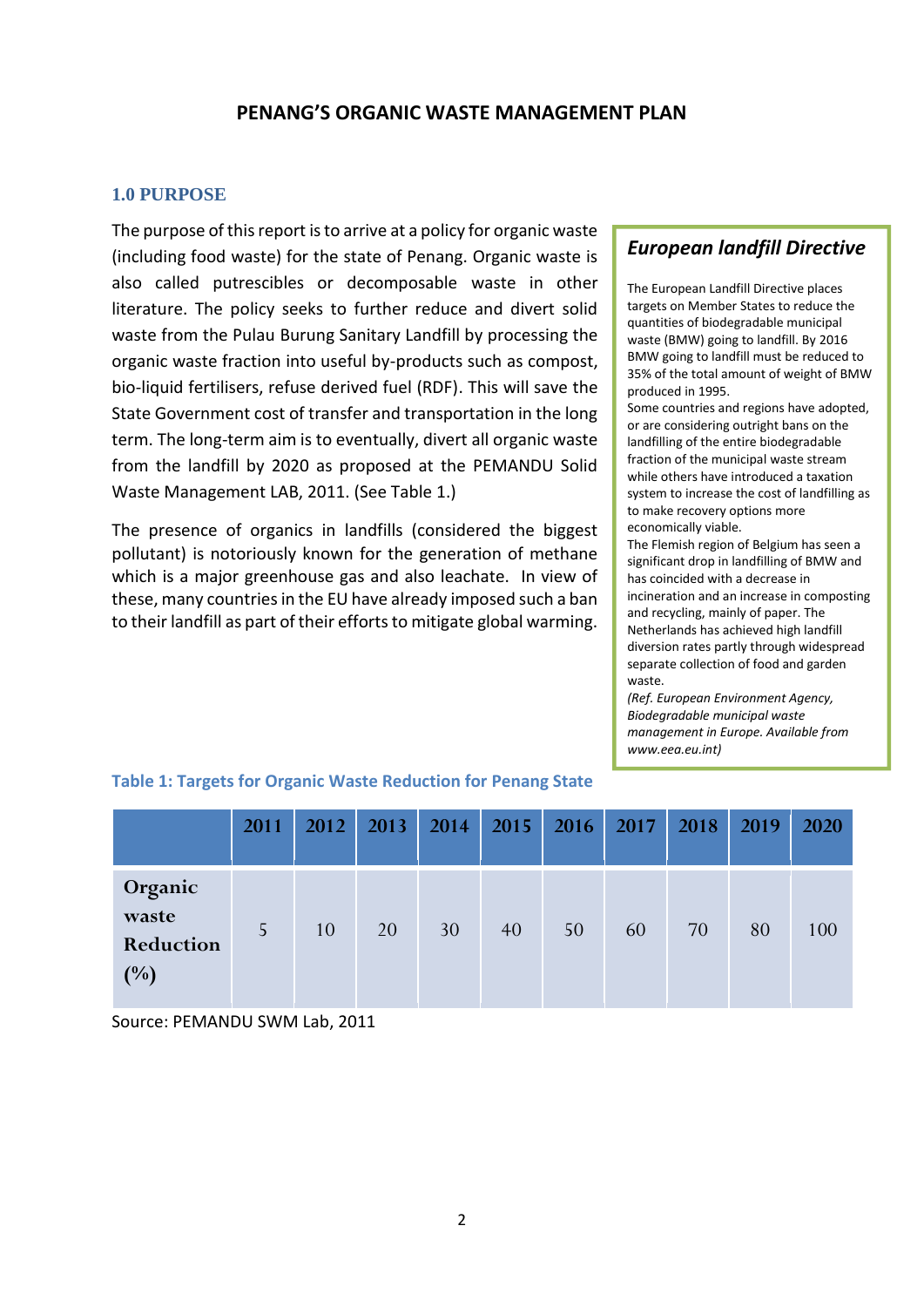# PENANG'S ORGANIC WASTE MANAGEMENT PLAN

## 1.0 PURPOSE

The purpose of this report is to arrive at a policy for organic waste (including food waste) for the state of Penang. Organic waste is also called putrescibles or decomposable waste in other literature. The policy seeks to further reduce and divert solid waste from the Pulau Burung Sanitary Landfill by processing the organic waste fraction into useful by-products such as compost, bio-liquid fertilisers, refuse derived fuel (RDF). This will save the State Government cost of transfer and transportation in the long term. The long-term aim is to eventually, divert all organic waste from the landfill by 2020 as proposed at the PEMANDU Solid Waste Management LAB, 2011. (See Table 1.)

The presence of organics in landfills (considered the biggest pollutant) is notoriously known for the generation of methane which is a major greenhouse gas and also leachate. In view of these, many countries in the EU have already imposed such a ban to their landfill as part of their efforts to mitigate global warming.

### *European landfill Directive*

The European Landfill Directive places targets on Member States to reduce the quantities of biodegradable municipal waste (BMW) going to landfill. By 2016 BMW going to landfill must be reduced to 35% of the total amount of weight of BMW produced in 1995.

Some countries and regions have adopted, or are considering outright bans on the landfilling of the entire biodegradable fraction of the municipal waste stream while others have introduced a taxation system to increase the cost of landfilling as to make recovery options more economically viable.

The Flemish region of Belgium has seen a significant drop in landfilling of BMW and has coincided with a decrease in incineration and an increase in composting and recycling, mainly of paper. The Netherlands has achieved high landfill diversion rates partly through widespread separate collection of food and garden waste.

*(Ref. European Environment Agency, Biodegradable municipal waste management in Europe. Available from www.eea.eu.int)*

**Table 1: Targets for Organic Waste Reduction for Penang State**

| | 2011 | 2012 | 2013 | 2014 | 2015 | 2016 | 2017 | 2018 | 2019 | 2020 |
|---|---|---|---|---|---|---|---|---|---|---|
| **Organic waste Reduction (%)** | 5 | 10 | 20 | 30 | 40 | 50 | 60 | 70 | 80 | 100 |

Source: PEMANDU SWM Lab, 2011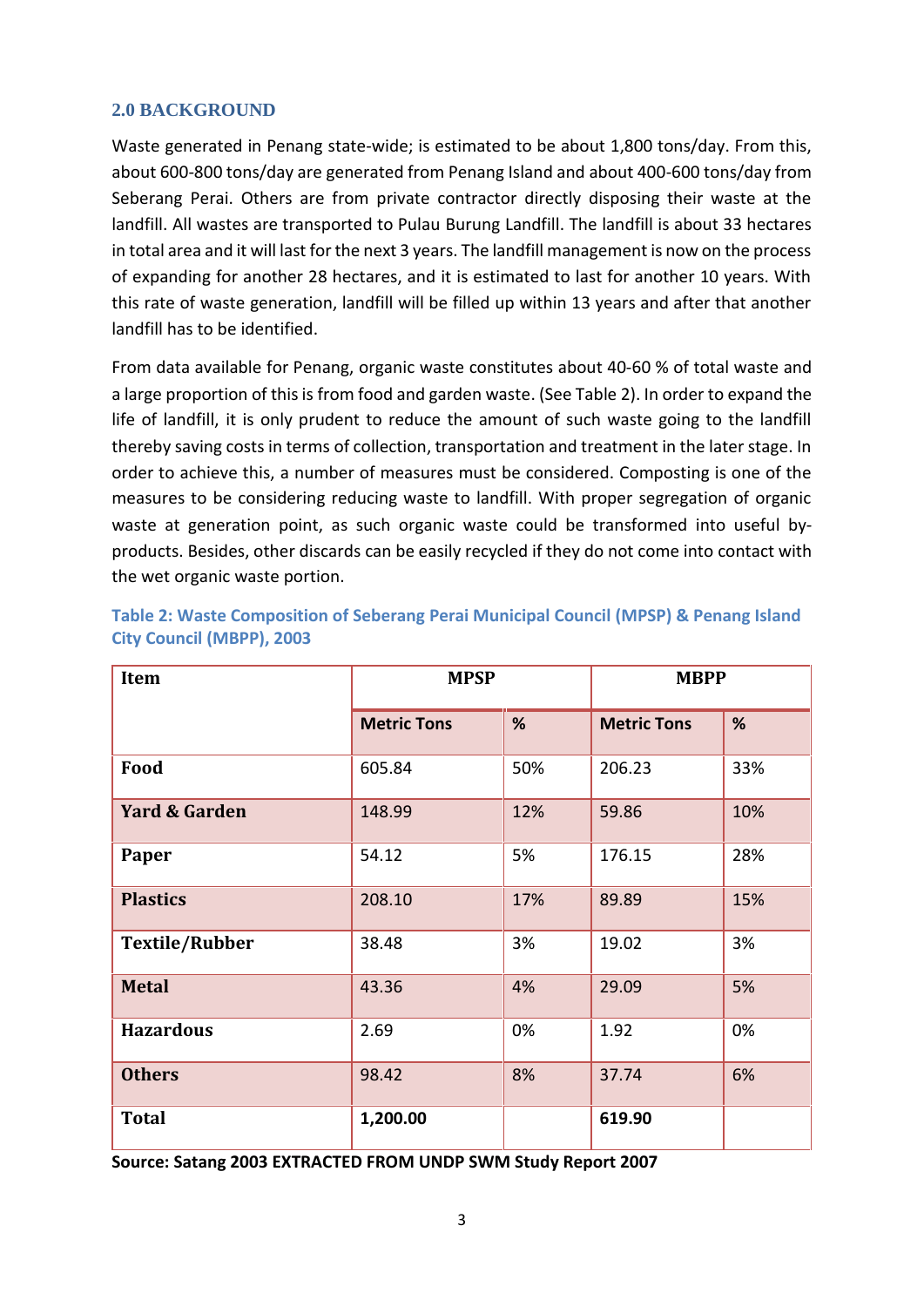## 2.0 BACKGROUND

Waste generated in Penang state-wide; is estimated to be about 1,800 tons/day. From this, about 600-800 tons/day are generated from Penang Island and about 400-600 tons/day from Seberang Perai. Others are from private contractor directly disposing their waste at the landfill. All wastes are transported to Pulau Burung Landfill. The landfill is about 33 hectares in total area and it will last for the next 3 years. The landfill management is now on the process of expanding for another 28 hectares, and it is estimated to last for another 10 years. With this rate of waste generation, landfill will be filled up within 13 years and after that another landfill has to be identified.

From data available for Penang, organic waste constitutes about 40-60 % of total waste and a large proportion of this is from food and garden waste. (See Table 2). In order to expand the life of landfill, it is only prudent to reduce the amount of such waste going to the landfill thereby saving costs in terms of collection, transportation and treatment in the later stage. In order to achieve this, a number of measures must be considered. Composting is one of the measures to be considering reducing waste to landfill. With proper segregation of organic waste at generation point, as such organic waste could be transformed into useful by-products. Besides, other discards can be easily recycled if they do not come into contact with the wet organic waste portion.

**Table 2: Waste Composition of Seberang Perai Municipal Council (MPSP) & Penang Island City Council (MBPP), 2003**

| Item | MPSP | | MBPP | |
|---|---|---|---|---|
| | **Metric Tons** | **%** | **Metric Tons** | **%** |
| **Food** | 605.84 | 50% | 206.23 | 33% |
| **Yard & Garden** | 148.99 | 12% | 59.86 | 10% |
| **Paper** | 54.12 | 5% | 176.15 | 28% |
| **Plastics** | 208.10 | 17% | 89.89 | 15% |
| **Textile/Rubber** | 38.48 | 3% | 19.02 | 3% |
| **Metal** | 43.36 | 4% | 29.09 | 5% |
| **Hazardous** | 2.69 | 0% | 1.92 | 0% |
| **Others** | 98.42 | 8% | 37.74 | 6% |
| **Total** | **1,200.00** | | **619.90** | |

**Source: Satang 2003 EXTRACTED FROM UNDP SWM Study Report 2007**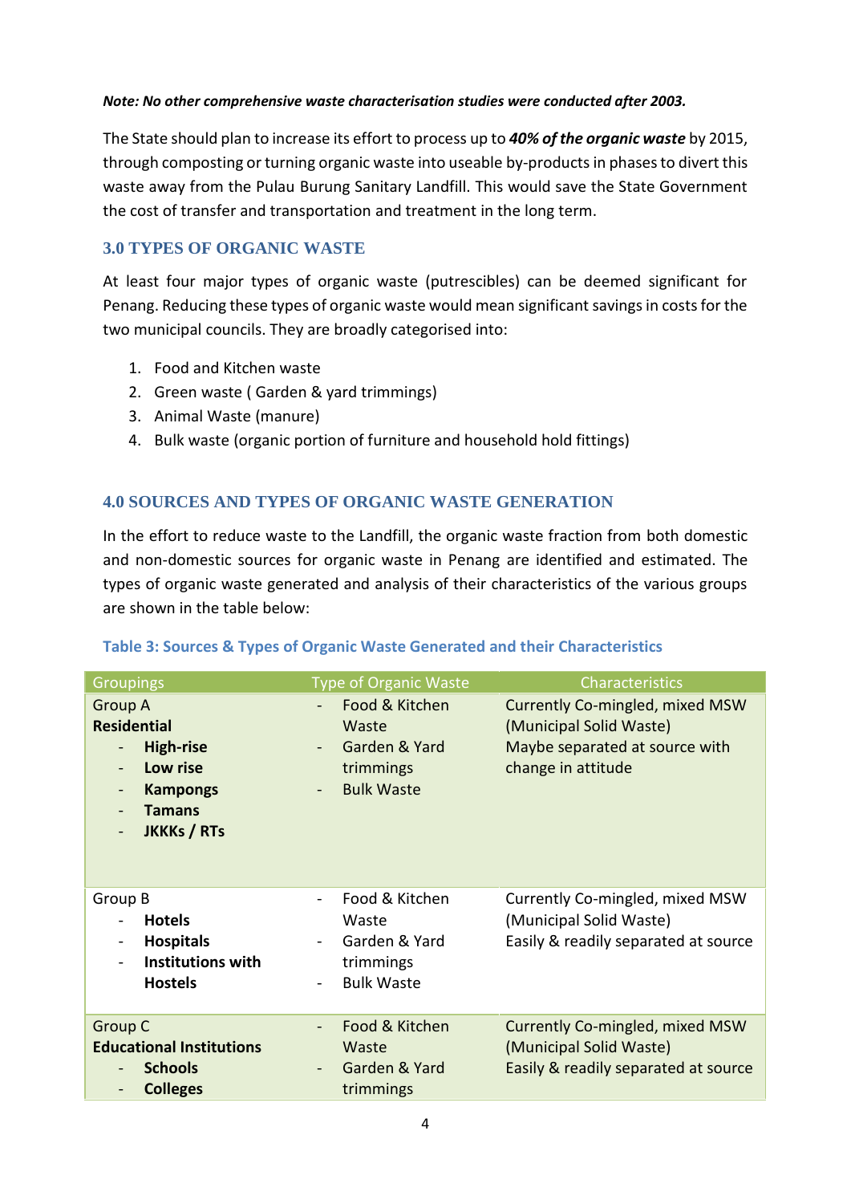***Note: No other comprehensive waste characterisation studies were conducted after 2003.***

The State should plan to increase its effort to process up to ***40% of the organic waste*** by 2015, through composting or turning organic waste into useable by-products in phases to divert this waste away from the Pulau Burung Sanitary Landfill. This would save the State Government the cost of transfer and transportation and treatment in the long term.

## 3.0 TYPES OF ORGANIC WASTE

At least four major types of organic waste (putrescibles) can be deemed significant for Penang. Reducing these types of organic waste would mean significant savings in costs for the two municipal councils. They are broadly categorised into:

1. Food and Kitchen waste
2. Green waste ( Garden & yard trimmings)
3. Animal Waste (manure)
4. Bulk waste (organic portion of furniture and household hold fittings)

## 4.0 SOURCES AND TYPES OF ORGANIC WASTE GENERATION

In the effort to reduce waste to the Landfill, the organic waste fraction from both domestic and non-domestic sources for organic waste in Penang are identified and estimated. The types of organic waste generated and analysis of their characteristics of the various groups are shown in the table below:

**Table 3: Sources & Types of Organic Waste Generated and their Characteristics**

| Groupings | Type of Organic Waste | Characteristics |
|---|---|---|
| Group A<br>**Residential**<br>- **High-rise**<br>- **Low rise**<br>- **Kampongs**<br>- **Tamans**<br>- **JKKKs / RTs** | - Food & Kitchen Waste<br>- Garden & Yard trimmings<br>- Bulk Waste | Currently Co-mingled, mixed MSW (Municipal Solid Waste)<br>Maybe separated at source with change in attitude |
| Group B<br>- **Hotels**<br>- **Hospitals**<br>- **Institutions with Hostels** | - Food & Kitchen Waste<br>- Garden & Yard trimmings<br>- Bulk Waste | Currently Co-mingled, mixed MSW (Municipal Solid Waste)<br>Easily & readily separated at source |
| Group C<br>**Educational Institutions**<br>- **Schools**<br>- **Colleges** | - Food & Kitchen Waste<br>- Garden & Yard trimmings | Currently Co-mingled, mixed MSW (Municipal Solid Waste)<br>Easily & readily separated at source |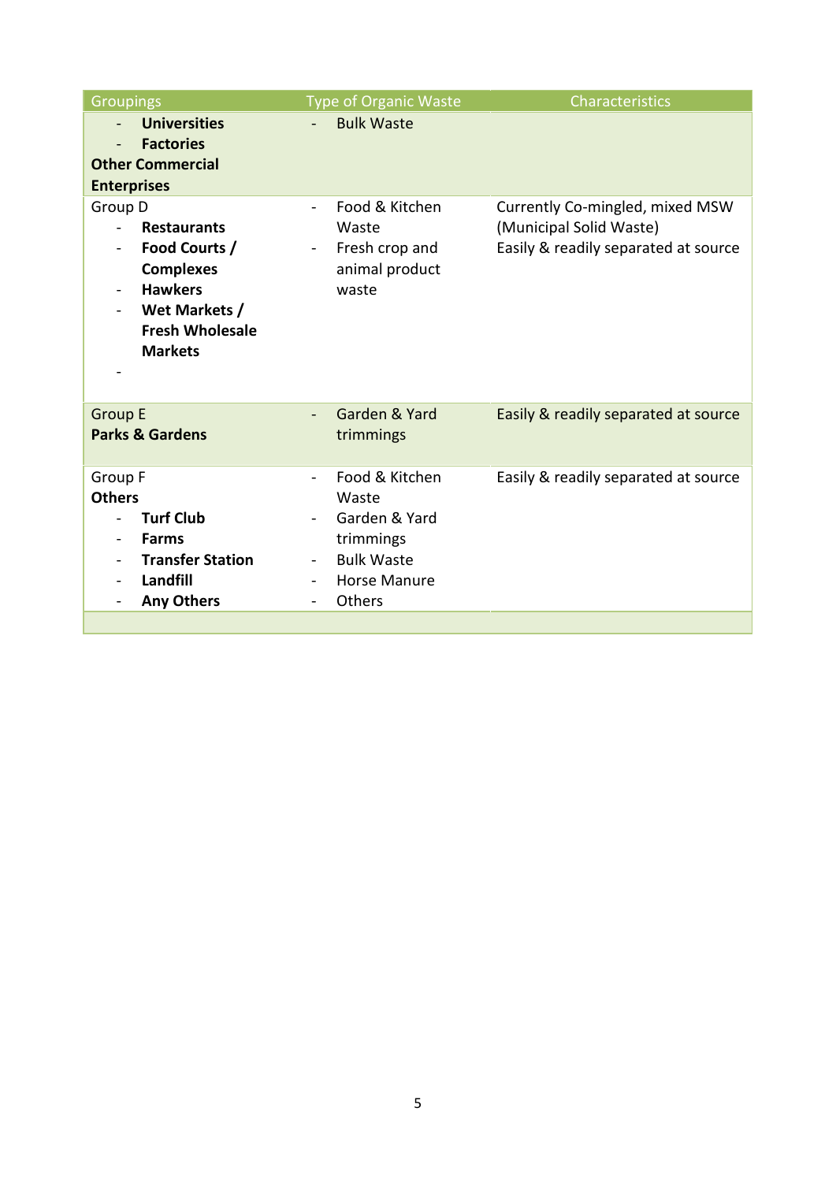| Groupings | Type of Organic Waste | Characteristics |
|---|---|---|
| - **Universities**<br>- **Factories**<br>**Other Commercial Enterprises** | - Bulk Waste | |
| Group D<br>- **Restaurants**<br>- **Food Courts / Complexes**<br>- **Hawkers**<br>- **Wet Markets / Fresh Wholesale Markets**<br>- | - Food & Kitchen Waste<br>- Fresh crop and animal product waste | Currently Co-mingled, mixed MSW (Municipal Solid Waste)<br>Easily & readily separated at source |
| Group E<br>**Parks & Gardens** | - Garden & Yard trimmings | Easily & readily separated at source |
| Group F<br>**Others**<br>- **Turf Club**<br>- **Farms**<br>- **Transfer Station**<br>- **Landfill**<br>- **Any Others** | - Food & Kitchen Waste<br>- Garden & Yard trimmings<br>- Bulk Waste<br>- Horse Manure<br>- Others | Easily & readily separated at source |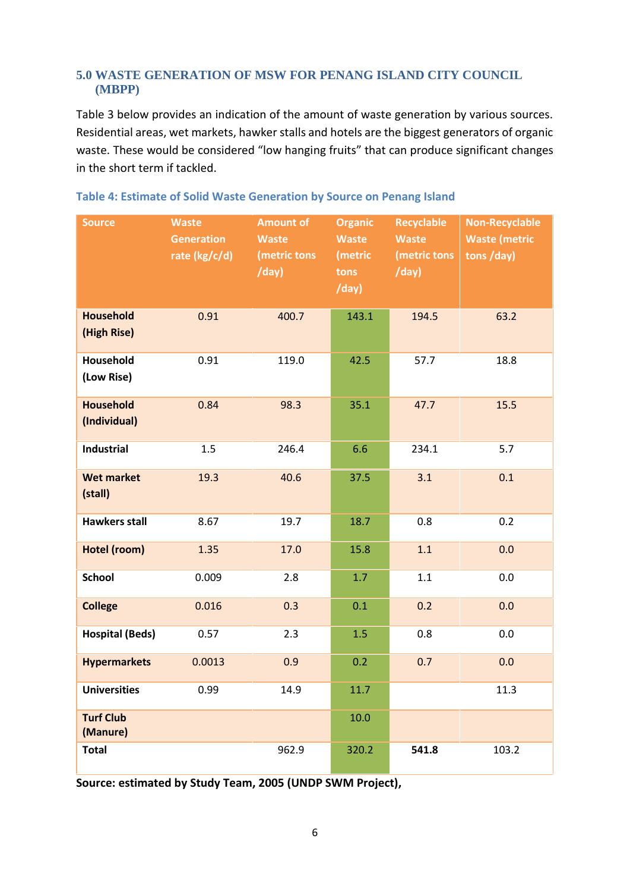## 5.0 WASTE GENERATION OF MSW FOR PENANG ISLAND CITY COUNCIL (MBPP)

Table 3 below provides an indication of the amount of waste generation by various sources. Residential areas, wet markets, hawker stalls and hotels are the biggest generators of organic waste. These would be considered "low hanging fruits" that can produce significant changes in the short term if tackled.

**Table 4: Estimate of Solid Waste Generation by Source on Penang Island**

| Source | Waste Generation rate (kg/c/d) | Amount of Waste (metric tons /day) | Organic Waste (metric tons /day) | Recyclable Waste (metric tons /day) | Non-Recyclable Waste (metric tons /day) |
|---|---|---|---|---|---|
| **Household (High Rise)** | 0.91 | 400.7 | 143.1 | 194.5 | 63.2 |
| **Household (Low Rise)** | 0.91 | 119.0 | 42.5 | 57.7 | 18.8 |
| **Household (Individual)** | 0.84 | 98.3 | 35.1 | 47.7 | 15.5 |
| **Industrial** | 1.5 | 246.4 | 6.6 | 234.1 | 5.7 |
| **Wet market (stall)** | 19.3 | 40.6 | 37.5 | 3.1 | 0.1 |
| **Hawkers stall** | 8.67 | 19.7 | 18.7 | 0.8 | 0.2 |
| **Hotel (room)** | 1.35 | 17.0 | 15.8 | 1.1 | 0.0 |
| **School** | 0.009 | 2.8 | 1.7 | 1.1 | 0.0 |
| **College** | 0.016 | 0.3 | 0.1 | 0.2 | 0.0 |
| **Hospital (Beds)** | 0.57 | 2.3 | 1.5 | 0.8 | 0.0 |
| **Hypermarkets** | 0.0013 | 0.9 | 0.2 | 0.7 | 0.0 |
| **Universities** | 0.99 | 14.9 | 11.7 | | 11.3 |
| **Turf Club (Manure)** | | | 10.0 | | |
| **Total** | | 962.9 | 320.2 | **541.8** | 103.2 |

**Source: estimated by Study Team, 2005 (UNDP SWM Project),**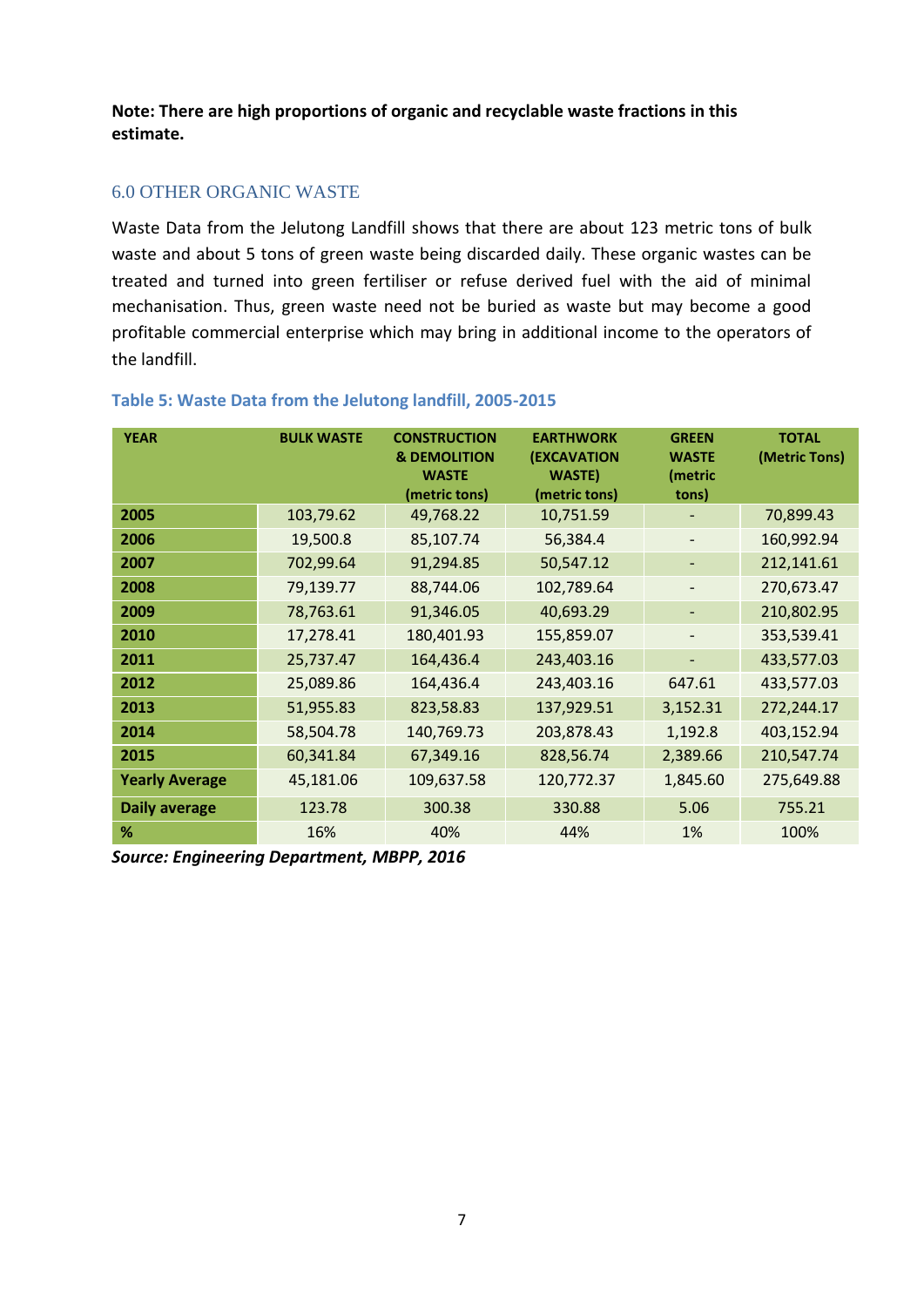**Note: There are high proportions of organic and recyclable waste fractions in this estimate.**

## 6.0 OTHER ORGANIC WASTE

Waste Data from the Jelutong Landfill shows that there are about 123 metric tons of bulk waste and about 5 tons of green waste being discarded daily. These organic wastes can be treated and turned into green fertiliser or refuse derived fuel with the aid of minimal mechanisation. Thus, green waste need not be buried as waste but may become a good profitable commercial enterprise which may bring in additional income to the operators of the landfill.

**Table 5: Waste Data from the Jelutong landfill, 2005-2015**

| YEAR | BULK WASTE | CONSTRUCTION & DEMOLITION WASTE (metric tons) | EARTHWORK (EXCAVATION WASTE) (metric tons) | GREEN WASTE (metric tons) | TOTAL (Metric Tons) |
|---|---|---|---|---|---|
| **2005** | 103,79.62 | 49,768.22 | 10,751.59 | - | 70,899.43 |
| **2006** | 19,500.8 | 85,107.74 | 56,384.4 | - | 160,992.94 |
| **2007** | 702,99.64 | 91,294.85 | 50,547.12 | - | 212,141.61 |
| **2008** | 79,139.77 | 88,744.06 | 102,789.64 | - | 270,673.47 |
| **2009** | 78,763.61 | 91,346.05 | 40,693.29 | - | 210,802.95 |
| **2010** | 17,278.41 | 180,401.93 | 155,859.07 | - | 353,539.41 |
| **2011** | 25,737.47 | 164,436.4 | 243,403.16 | - | 433,577.03 |
| **2012** | 25,089.86 | 164,436.4 | 243,403.16 | 647.61 | 433,577.03 |
| **2013** | 51,955.83 | 823,58.83 | 137,929.51 | 3,152.31 | 272,244.17 |
| **2014** | 58,504.78 | 140,769.73 | 203,878.43 | 1,192.8 | 403,152.94 |
| **2015** | 60,341.84 | 67,349.16 | 828,56.74 | 2,389.66 | 210,547.74 |
| **Yearly Average** | 45,181.06 | 109,637.58 | 120,772.37 | 1,845.60 | 275,649.88 |
| **Daily average** | 123.78 | 300.38 | 330.88 | 5.06 | 755.21 |
| **%** | 16% | 40% | 44% | 1% | 100% |

***Source: Engineering Department, MBPP, 2016***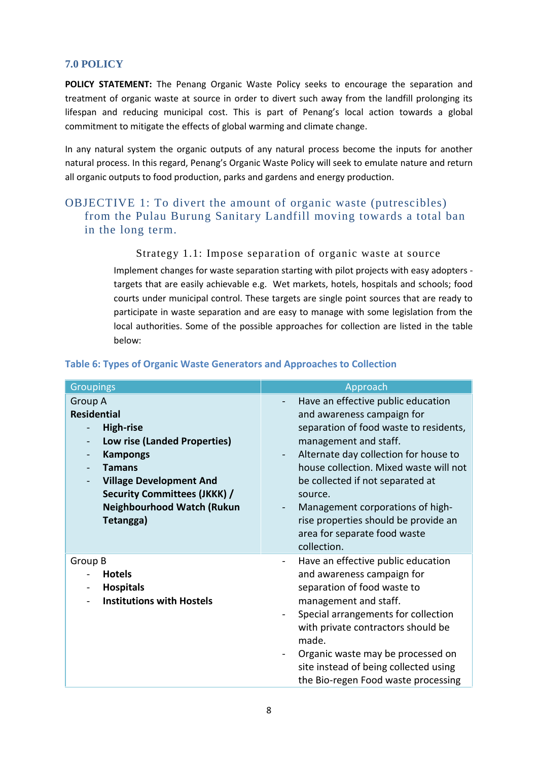## 7.0 POLICY

**POLICY STATEMENT:** The Penang Organic Waste Policy seeks to encourage the separation and treatment of organic waste at source in order to divert such away from the landfill prolonging its lifespan and reducing municipal cost. This is part of Penang's local action towards a global commitment to mitigate the effects of global warming and climate change.

In any natural system the organic outputs of any natural process become the inputs for another natural process. In this regard, Penang's Organic Waste Policy will seek to emulate nature and return all organic outputs to food production, parks and gardens and energy production.

### OBJECTIVE 1: To divert the amount of organic waste (putrescibles) from the Pulau Burung Sanitary Landfill moving towards a total ban in the long term.

#### Strategy 1.1: Impose separation of organic waste at source

Implement changes for waste separation starting with pilot projects with easy adopters - targets that are easily achievable e.g. Wet markets, hotels, hospitals and schools; food courts under municipal control. These targets are single point sources that are ready to participate in waste separation and are easy to manage with some legislation from the local authorities. Some of the possible approaches for collection are listed in the table below:

**Table 6: Types of Organic Waste Generators and Approaches to Collection**

| Groupings | Approach |
|---|---|
| Group A<br>**Residential**<br>- **High-rise**<br>- **Low rise (Landed Properties)**<br>- **Kampongs**<br>- **Tamans**<br>- **Village Development And Security Committees (JKKK) / Neighbourhood Watch (Rukun Tetangga)** | - Have an effective public education and awareness campaign for separation of food waste to residents, management and staff.<br>- Alternate day collection for house to house collection. Mixed waste will not be collected if not separated at source.<br>- Management corporations of high-rise properties should be provide an area for separate food waste collection. |
| Group B<br>- **Hotels**<br>- **Hospitals**<br>- **Institutions with Hostels** | - Have an effective public education and awareness campaign for separation of food waste to management and staff.<br>- Special arrangements for collection with private contractors should be made.<br>- Organic waste may be processed on site instead of being collected using the Bio-regen Food waste processing |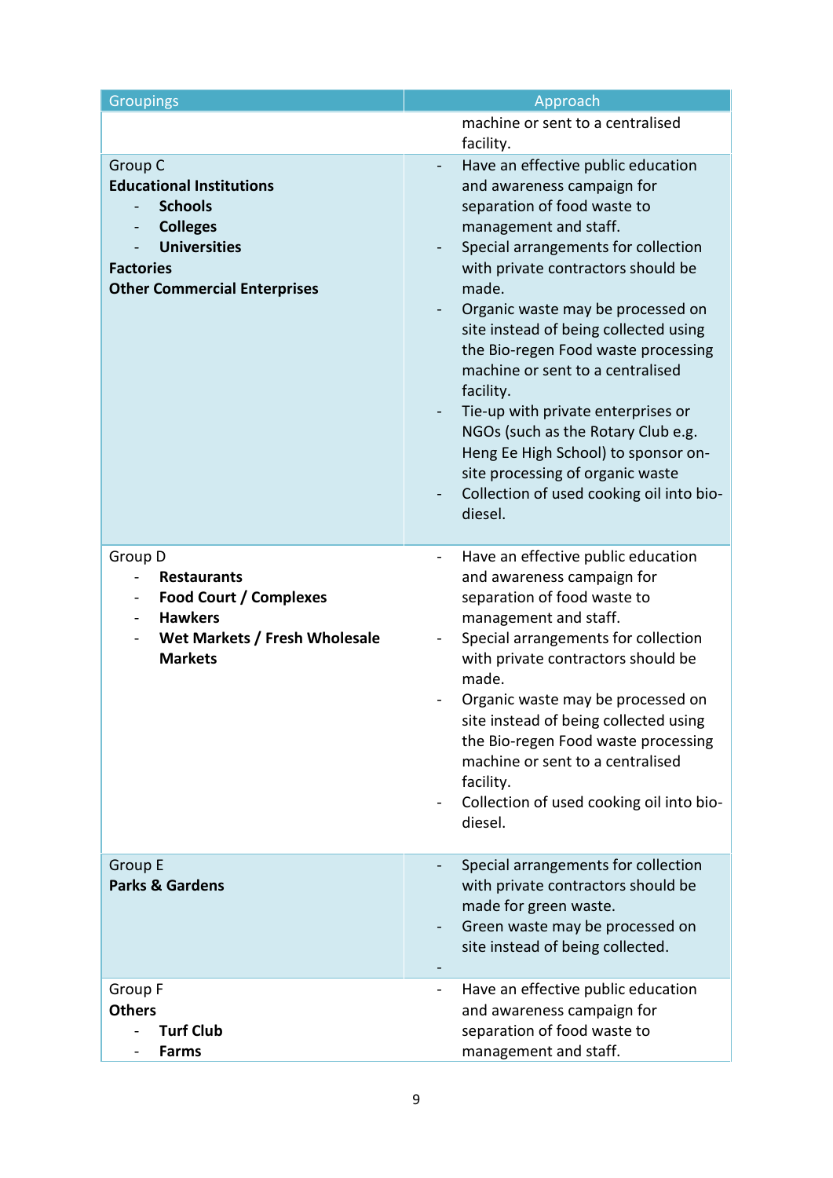| Groupings | Approach |
|---|---|
| | machine or sent to a centralised facility. |
| Group C<br>**Educational Institutions**<br>- **Schools**<br>- **Colleges**<br>- **Universities**<br>**Factories**<br>**Other Commercial Enterprises** | - Have an effective public education and awareness campaign for separation of food waste to management and staff.<br>- Special arrangements for collection with private contractors should be made.<br>- Organic waste may be processed on site instead of being collected using the Bio-regen Food waste processing machine or sent to a centralised facility.<br>- Tie-up with private enterprises or NGOs (such as the Rotary Club e.g. Heng Ee High School) to sponsor on-site processing of organic waste<br>- Collection of used cooking oil into bio-diesel. |
| Group D<br>- **Restaurants**<br>- **Food Court / Complexes**<br>- **Hawkers**<br>- **Wet Markets / Fresh Wholesale Markets** | - Have an effective public education and awareness campaign for separation of food waste to management and staff.<br>- Special arrangements for collection with private contractors should be made.<br>- Organic waste may be processed on site instead of being collected using the Bio-regen Food waste processing machine or sent to a centralised facility.<br>- Collection of used cooking oil into bio-diesel. |
| Group E<br>**Parks & Gardens** | - Special arrangements for collection with private contractors should be made for green waste.<br>- Green waste may be processed on site instead of being collected.<br>- |
| Group F<br>**Others**<br>- **Turf Club**<br>- **Farms** | - Have an effective public education and awareness campaign for separation of food waste to management and staff. |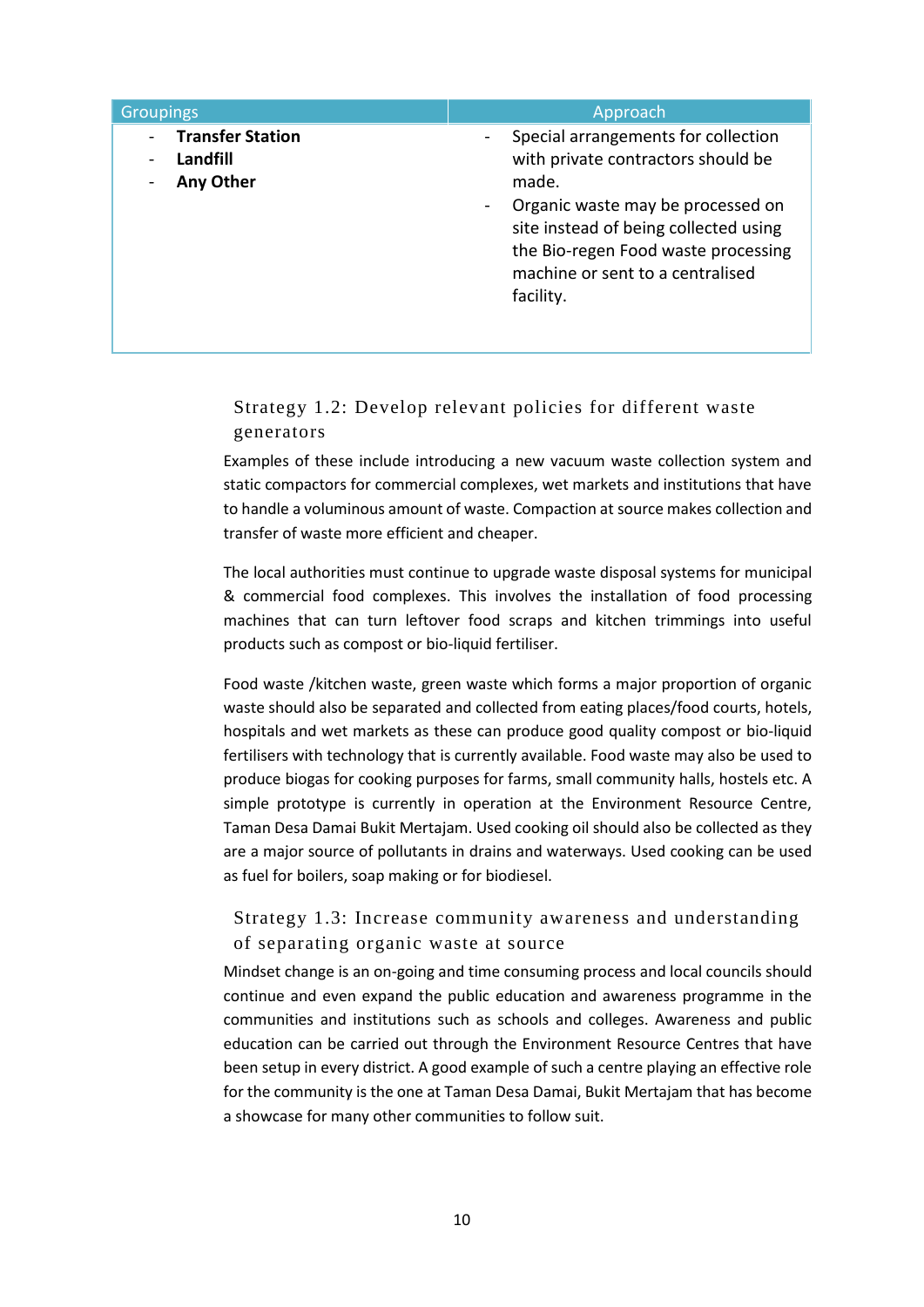| Groupings | Approach |
| --- | --- |
| - **Transfer Station**<br>- **Landfill**<br>- **Any Other** | - Special arrangements for collection with private contractors should be made.<br>- Organic waste may be processed on site instead of being collected using the Bio-regen Food waste processing machine or sent to a centralised facility. |

### Strategy 1.2: Develop relevant policies for different waste generators

Examples of these include introducing a new vacuum waste collection system and static compactors for commercial complexes, wet markets and institutions that have to handle a voluminous amount of waste. Compaction at source makes collection and transfer of waste more efficient and cheaper.

The local authorities must continue to upgrade waste disposal systems for municipal & commercial food complexes. This involves the installation of food processing machines that can turn leftover food scraps and kitchen trimmings into useful products such as compost or bio-liquid fertiliser.

Food waste /kitchen waste, green waste which forms a major proportion of organic waste should also be separated and collected from eating places/food courts, hotels, hospitals and wet markets as these can produce good quality compost or bio-liquid fertilisers with technology that is currently available. Food waste may also be used to produce biogas for cooking purposes for farms, small community halls, hostels etc. A simple prototype is currently in operation at the Environment Resource Centre, Taman Desa Damai Bukit Mertajam. Used cooking oil should also be collected as they are a major source of pollutants in drains and waterways. Used cooking can be used as fuel for boilers, soap making or for biodiesel.

### Strategy 1.3: Increase community awareness and understanding of separating organic waste at source

Mindset change is an on-going and time consuming process and local councils should continue and even expand the public education and awareness programme in the communities and institutions such as schools and colleges. Awareness and public education can be carried out through the Environment Resource Centres that have been setup in every district. A good example of such a centre playing an effective role for the community is the one at Taman Desa Damai, Bukit Mertajam that has become a showcase for many other communities to follow suit.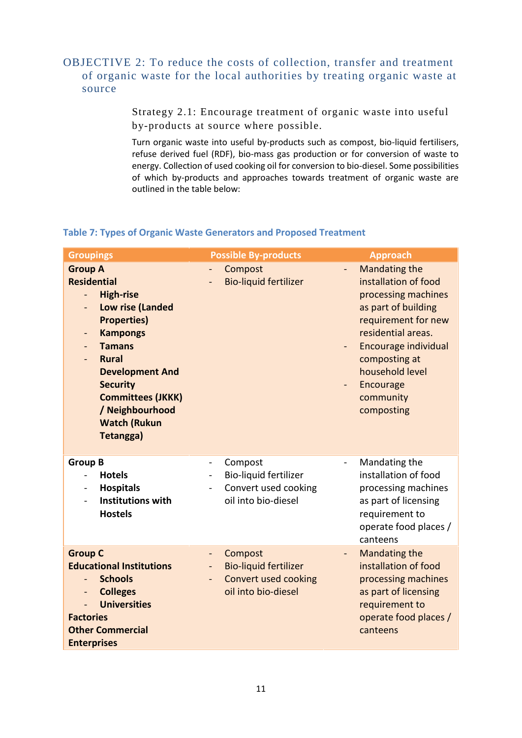## OBJECTIVE 2: To reduce the costs of collection, transfer and treatment of organic waste for the local authorities by treating organic waste at source

### Strategy 2.1: Encourage treatment of organic waste into useful by-products at source where possible.

Turn organic waste into useful by-products such as compost, bio-liquid fertilisers, refuse derived fuel (RDF), bio-mass gas production or for conversion of waste to energy. Collection of used cooking oil for conversion to bio-diesel. Some possibilities of which by-products and approaches towards treatment of organic waste are outlined in the table below:

**Table 7: Types of Organic Waste Generators and Proposed Treatment**

| Groupings | Possible By-products | Approach |
|---|---|---|
| **Group A**<br>**Residential**<br>- **High-rise**<br>- **Low rise (Landed Properties)**<br>- **Kampongs**<br>- **Tamans**<br>- **Rural Development And Security Committees (JKKK) / Neighbourhood Watch (Rukun Tetangga)** | - Compost<br>- Bio-liquid fertilizer | - Mandating the installation of food processing machines as part of building requirement for new residential areas.<br>- Encourage individual composting at household level<br>- Encourage community composting |
| **Group B**<br>- **Hotels**<br>- **Hospitals**<br>- **Institutions with Hostels** | - Compost<br>- Bio-liquid fertilizer<br>- Convert used cooking oil into bio-diesel | - Mandating the installation of food processing machines as part of licensing requirement to operate food places / canteens |
| **Group C**<br>**Educational Institutions**<br>- **Schools**<br>- **Colleges**<br>- **Universities**<br>**Factories**<br>**Other Commercial Enterprises** | - Compost<br>- Bio-liquid fertilizer<br>- Convert used cooking oil into bio-diesel | - Mandating the installation of food processing machines as part of licensing requirement to operate food places / canteens |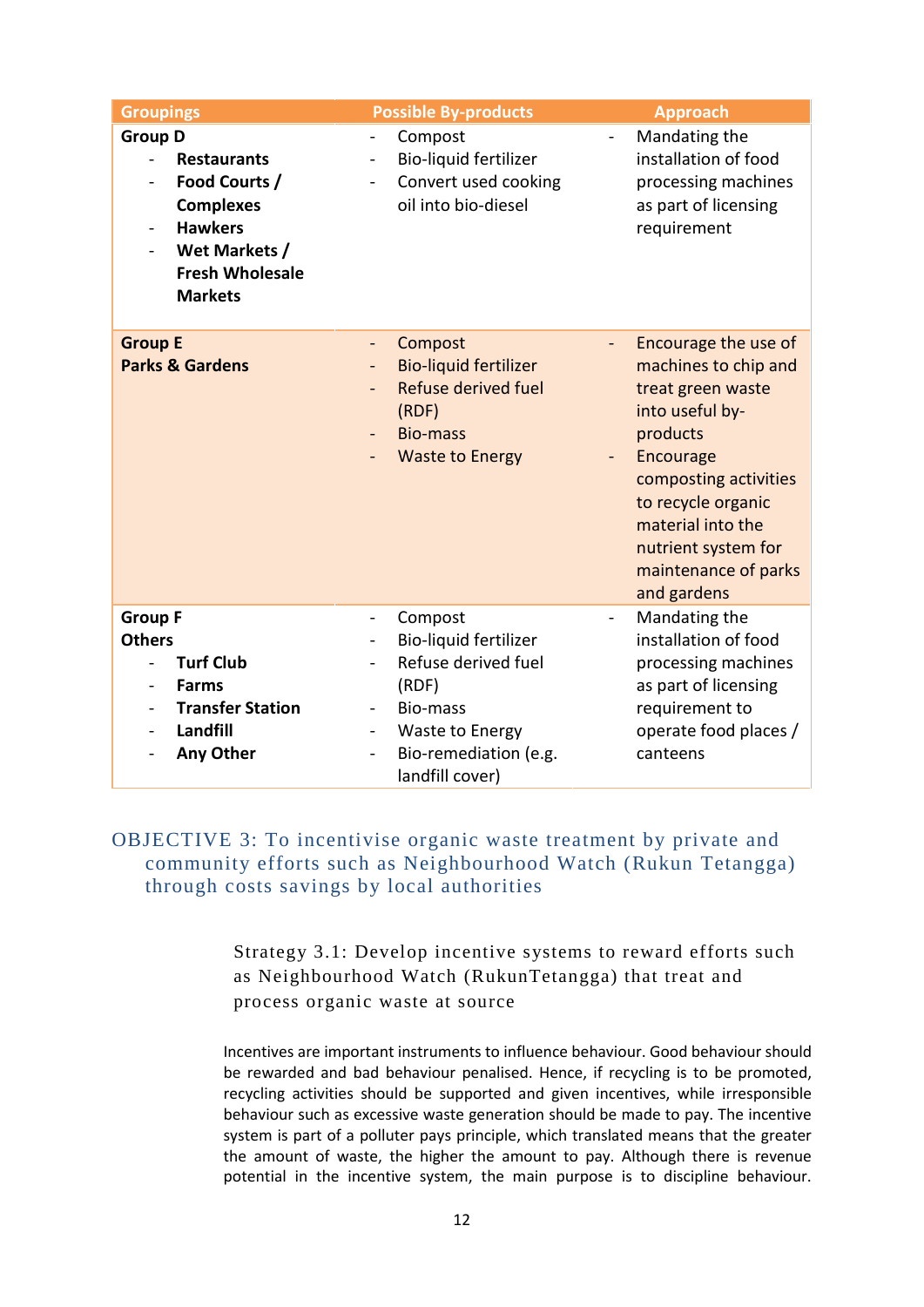| Groupings | Possible By-products | Approach |
|---|---|---|
| **Group D**<br>- **Restaurants**<br>- **Food Courts / Complexes**<br>- **Hawkers**<br>- **Wet Markets / Fresh Wholesale Markets** | - Compost<br>- Bio-liquid fertilizer<br>- Convert used cooking oil into bio-diesel | - Mandating the installation of food processing machines as part of licensing requirement |
| **Group E**<br>**Parks & Gardens** | - Compost<br>- Bio-liquid fertilizer<br>- Refuse derived fuel (RDF)<br>- Bio-mass<br>- Waste to Energy | - Encourage the use of machines to chip and treat green waste into useful by-products<br>- Encourage composting activities to recycle organic material into the nutrient system for maintenance of parks and gardens |
| **Group F**<br>**Others**<br>- **Turf Club**<br>- **Farms**<br>- **Transfer Station**<br>- **Landfill**<br>- **Any Other** | - Compost<br>- Bio-liquid fertilizer<br>- Refuse derived fuel (RDF)<br>- Bio-mass<br>- Waste to Energy<br>- Bio-remediation (e.g. landfill cover) | - Mandating the installation of food processing machines as part of licensing requirement to operate food places / canteens |

## OBJECTIVE 3: To incentivise organic waste treatment by private and community efforts such as Neighbourhood Watch (Rukun Tetangga) through costs savings by local authorities

### Strategy 3.1: Develop incentive systems to reward efforts such as Neighbourhood Watch (RukunTetangga) that treat and process organic waste at source

Incentives are important instruments to influence behaviour. Good behaviour should be rewarded and bad behaviour penalised. Hence, if recycling is to be promoted, recycling activities should be supported and given incentives, while irresponsible behaviour such as excessive waste generation should be made to pay. The incentive system is part of a polluter pays principle, which translated means that the greater the amount of waste, the higher the amount to pay. Although there is revenue potential in the incentive system, the main purpose is to discipline behaviour.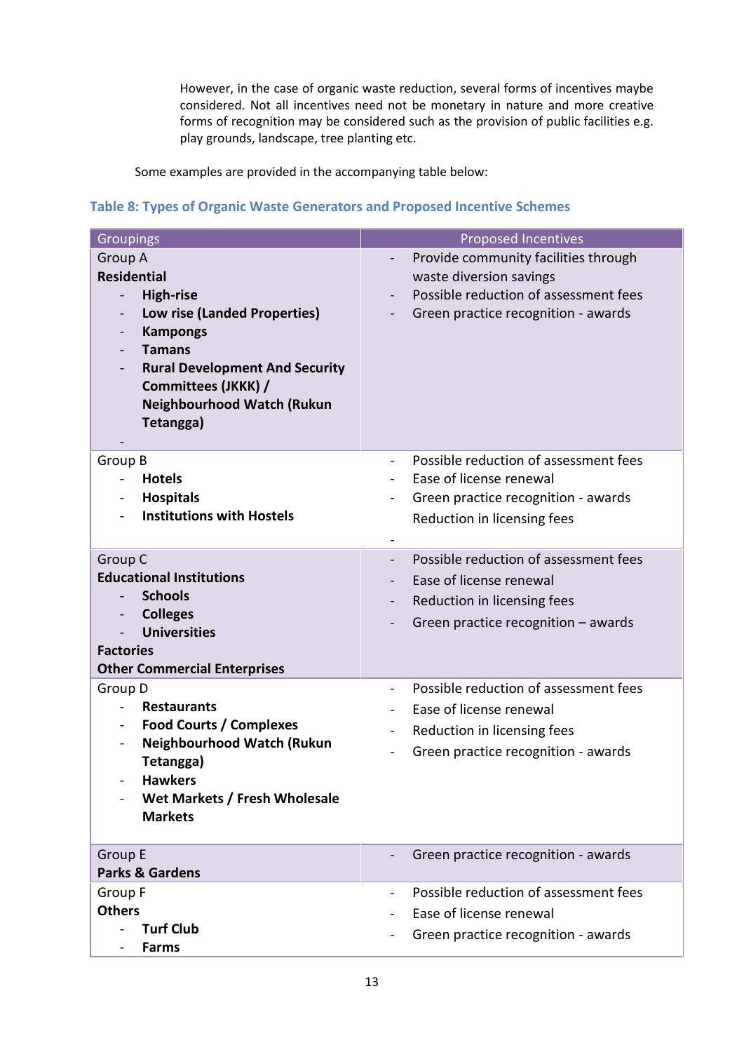However, in the case of organic waste reduction, several forms of incentives maybe considered. Not all incentives need not be monetary in nature and more creative forms of recognition may be considered such as the provision of public facilities e.g. play grounds, landscape, tree planting etc.

Some examples are provided in the accompanying table below:

### Table 8: Types of Organic Waste Generators and Proposed Incentive Schemes

| Groupings | Proposed Incentives |
|---|---|
| Group A<br>**Residential**<br>- **High-rise**<br>- **Low rise (Landed Properties)**<br>- **Kampongs**<br>- **Tamans**<br>- **Rural Development And Security Committees (JKKK) / Neighbourhood Watch (Rukun Tetangga)**<br>- | - Provide community facilities through waste diversion savings<br>- Possible reduction of assessment fees<br>- Green practice recognition - awards |
| Group B<br>- **Hotels**<br>- **Hospitals**<br>- **Institutions with Hostels** | - Possible reduction of assessment fees<br>- Ease of license renewal<br>- Green practice recognition - awards<br>Reduction in licensing fees<br>- |
| Group C<br>**Educational Institutions**<br>- **Schools**<br>- **Colleges**<br>- **Universities**<br>**Factories**<br>**Other Commercial Enterprises** | - Possible reduction of assessment fees<br>- Ease of license renewal<br>- Reduction in licensing fees<br>- Green practice recognition – awards |
| Group D<br>- **Restaurants**<br>- **Food Courts / Complexes**<br>- **Neighbourhood Watch (Rukun Tetangga)**<br>- **Hawkers**<br>- **Wet Markets / Fresh Wholesale Markets** | - Possible reduction of assessment fees<br>- Ease of license renewal<br>- Reduction in licensing fees<br>- Green practice recognition - awards |
| Group E<br>**Parks & Gardens** | - Green practice recognition - awards |
| Group F<br>**Others**<br>- **Turf Club**<br>- **Farms** | - Possible reduction of assessment fees<br>- Ease of license renewal<br>- Green practice recognition - awards |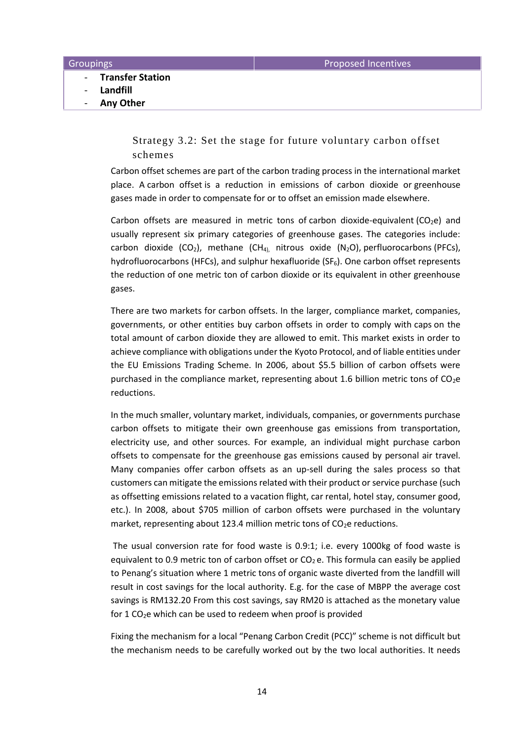| Groupings | Proposed Incentives |
|---|---|
| - **Transfer Station**<br>- **Landfill**<br>- **Any Other** | |

### Strategy 3.2: Set the stage for future voluntary carbon offset schemes

Carbon offset schemes are part of the carbon trading process in the international market place. A carbon offset is a reduction in emissions of carbon dioxide or greenhouse gases made in order to compensate for or to offset an emission made elsewhere.

Carbon offsets are measured in metric tons of carbon dioxide-equivalent ($CO_2e$) and usually represent six primary categories of greenhouse gases. The categories include: carbon dioxide ($CO_2$), methane ($CH_4$), nitrous oxide ($N_2O$), perfluorocarbons (PFCs), hydrofluorocarbons (HFCs), and sulphur hexafluoride ($SF_6$). One carbon offset represents the reduction of one metric ton of carbon dioxide or its equivalent in other greenhouse gases.

There are two markets for carbon offsets. In the larger, compliance market, companies, governments, or other entities buy carbon offsets in order to comply with caps on the total amount of carbon dioxide they are allowed to emit. This market exists in order to achieve compliance with obligations under the Kyoto Protocol, and of liable entities under the EU Emissions Trading Scheme. In 2006, about $5.5 billion of carbon offsets were purchased in the compliance market, representing about 1.6 billion metric tons of $CO_2e$ reductions.

In the much smaller, voluntary market, individuals, companies, or governments purchase carbon offsets to mitigate their own greenhouse gas emissions from transportation, electricity use, and other sources. For example, an individual might purchase carbon offsets to compensate for the greenhouse gas emissions caused by personal air travel. Many companies offer carbon offsets as an up-sell during the sales process so that customers can mitigate the emissions related with their product or service purchase (such as offsetting emissions related to a vacation flight, car rental, hotel stay, consumer good, etc.). In 2008, about $705 million of carbon offsets were purchased in the voluntary market, representing about 123.4 million metric tons of $CO_2e$ reductions.

The usual conversion rate for food waste is 0.9:1; i.e. every 1000kg of food waste is equivalent to 0.9 metric ton of carbon offset or $CO_2e$. This formula can easily be applied to Penang's situation where 1 metric tons of organic waste diverted from the landfill will result in cost savings for the local authority. E.g. for the case of MBPP the average cost savings is RM132.20 From this cost savings, say RM20 is attached as the monetary value for 1 $CO_2e$ which can be used to redeem when proof is provided

Fixing the mechanism for a local "Penang Carbon Credit (PCC)" scheme is not difficult but the mechanism needs to be carefully worked out by the two local authorities. It needs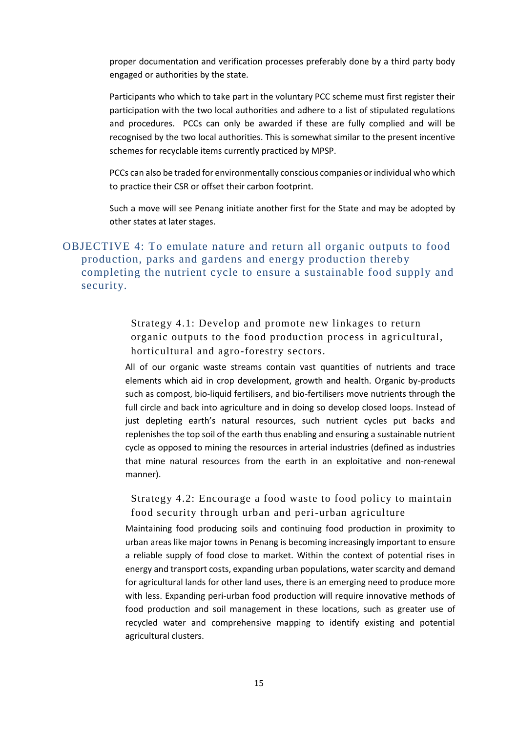proper documentation and verification processes preferably done by a third party body engaged or authorities by the state.

Participants who which to take part in the voluntary PCC scheme must first register their participation with the two local authorities and adhere to a list of stipulated regulations and procedures. PCCs can only be awarded if these are fully complied and will be recognised by the two local authorities. This is somewhat similar to the present incentive schemes for recyclable items currently practiced by MPSP.

PCCs can also be traded for environmentally conscious companies or individual who which to practice their CSR or offset their carbon footprint.

Such a move will see Penang initiate another first for the State and may be adopted by other states at later stages.

## OBJECTIVE 4: To emulate nature and return all organic outputs to food production, parks and gardens and energy production thereby completing the nutrient cycle to ensure a sustainable food supply and security.

### Strategy 4.1: Develop and promote new linkages to return organic outputs to the food production process in agricultural, horticultural and agro-forestry sectors.

All of our organic waste streams contain vast quantities of nutrients and trace elements which aid in crop development, growth and health. Organic by-products such as compost, bio-liquid fertilisers, and bio-fertilisers move nutrients through the full circle and back into agriculture and in doing so develop closed loops. Instead of just depleting earth's natural resources, such nutrient cycles put backs and replenishes the top soil of the earth thus enabling and ensuring a sustainable nutrient cycle as opposed to mining the resources in arterial industries (defined as industries that mine natural resources from the earth in an exploitative and non-renewal manner).

### Strategy 4.2: Encourage a food waste to food policy to maintain food security through urban and peri-urban agriculture

Maintaining food producing soils and continuing food production in proximity to urban areas like major towns in Penang is becoming increasingly important to ensure a reliable supply of food close to market. Within the context of potential rises in energy and transport costs, expanding urban populations, water scarcity and demand for agricultural lands for other land uses, there is an emerging need to produce more with less. Expanding peri-urban food production will require innovative methods of food production and soil management in these locations, such as greater use of recycled water and comprehensive mapping to identify existing and potential agricultural clusters.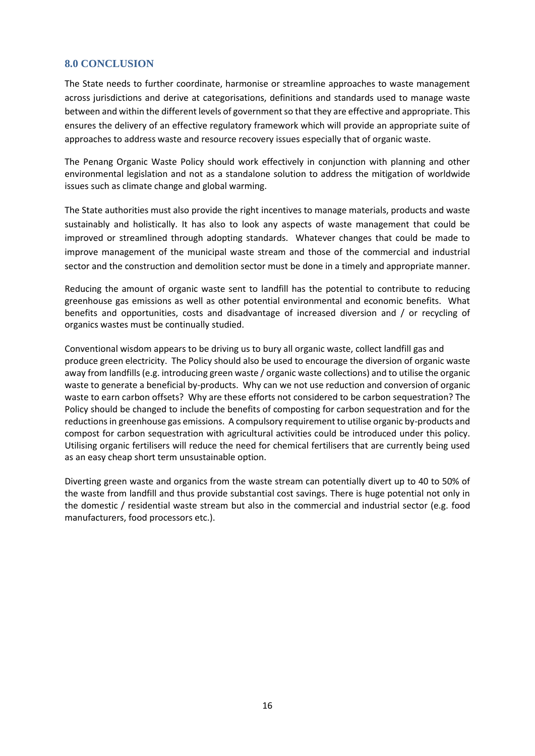## 8.0 CONCLUSION

The State needs to further coordinate, harmonise or streamline approaches to waste management across jurisdictions and derive at categorisations, definitions and standards used to manage waste between and within the different levels of government so that they are effective and appropriate. This ensures the delivery of an effective regulatory framework which will provide an appropriate suite of approaches to address waste and resource recovery issues especially that of organic waste.

The Penang Organic Waste Policy should work effectively in conjunction with planning and other environmental legislation and not as a standalone solution to address the mitigation of worldwide issues such as climate change and global warming.

The State authorities must also provide the right incentives to manage materials, products and waste sustainably and holistically. It has also to look any aspects of waste management that could be improved or streamlined through adopting standards. Whatever changes that could be made to improve management of the municipal waste stream and those of the commercial and industrial sector and the construction and demolition sector must be done in a timely and appropriate manner.

Reducing the amount of organic waste sent to landfill has the potential to contribute to reducing greenhouse gas emissions as well as other potential environmental and economic benefits. What benefits and opportunities, costs and disadvantage of increased diversion and / or recycling of organics wastes must be continually studied.

Conventional wisdom appears to be driving us to bury all organic waste, collect landfill gas and produce green electricity. The Policy should also be used to encourage the diversion of organic waste away from landfills (e.g. introducing green waste / organic waste collections) and to utilise the organic waste to generate a beneficial by-products. Why can we not use reduction and conversion of organic waste to earn carbon offsets? Why are these efforts not considered to be carbon sequestration? The Policy should be changed to include the benefits of composting for carbon sequestration and for the reductions in greenhouse gas emissions. A compulsory requirement to utilise organic by-products and compost for carbon sequestration with agricultural activities could be introduced under this policy. Utilising organic fertilisers will reduce the need for chemical fertilisers that are currently being used as an easy cheap short term unsustainable option.

Diverting green waste and organics from the waste stream can potentially divert up to 40 to 50% of the waste from landfill and thus provide substantial cost savings. There is huge potential not only in the domestic / residential waste stream but also in the commercial and industrial sector (e.g. food manufacturers, food processors etc.).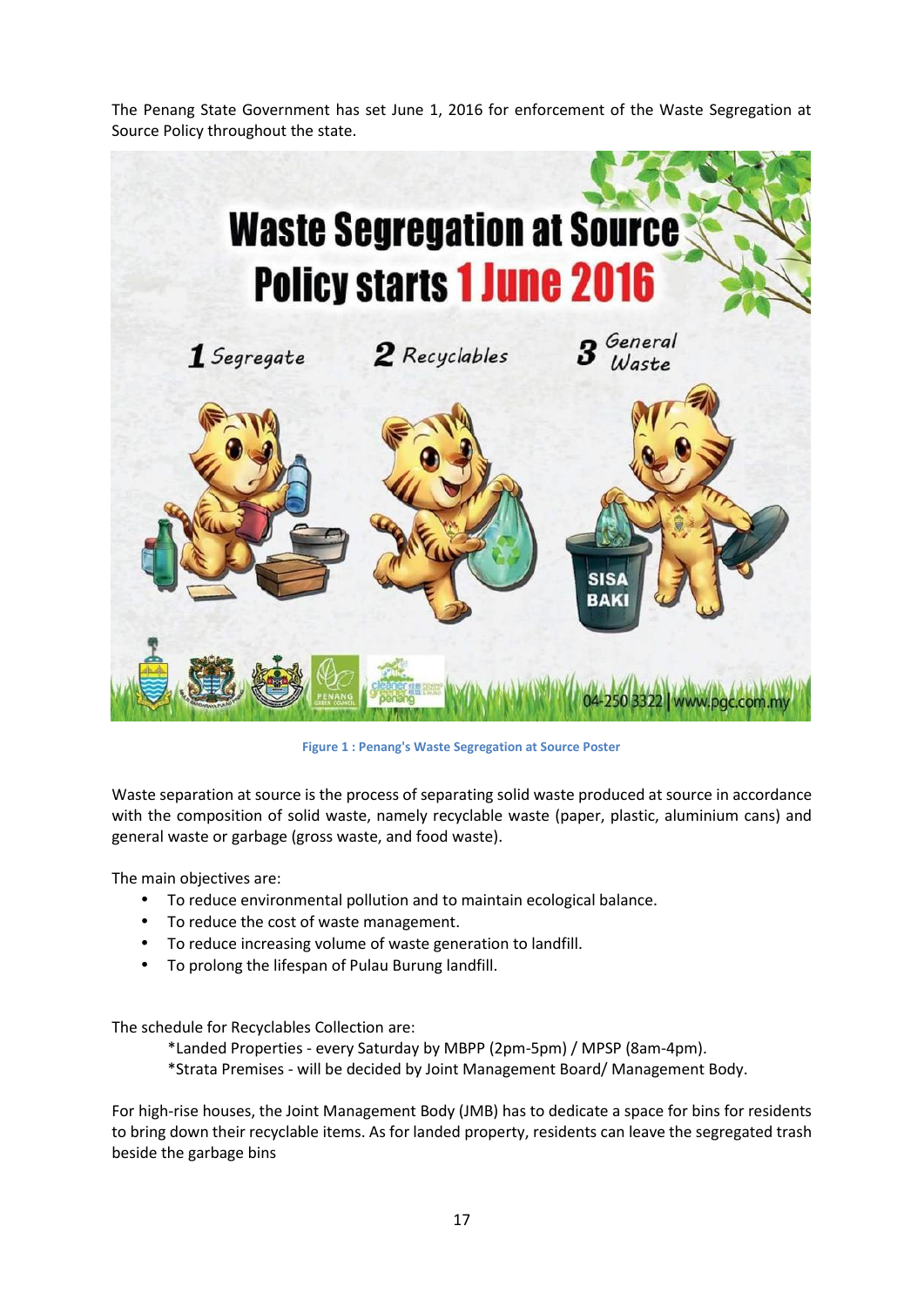The Penang State Government has set June 1, 2016 for enforcement of the Waste Segregation at Source Policy throughout the state.

Figure 1 : Penang's Waste Segregation at Source Poster

Waste separation at source is the process of separating solid waste produced at source in accordance with the composition of solid waste, namely recyclable waste (paper, plastic, aluminium cans) and general waste or garbage (gross waste, and food waste).

The main objectives are:

- To reduce environmental pollution and to maintain ecological balance.
- To reduce the cost of waste management.
- To reduce increasing volume of waste generation to landfill.
- To prolong the lifespan of Pulau Burung landfill.

The schedule for Recyclables Collection are:

*Landed Properties - every Saturday by MBPP (2pm-5pm) / MPSP (8am-4pm).
*Strata Premises - will be decided by Joint Management Board/ Management Body.

For high-rise houses, the Joint Management Body (JMB) has to dedicate a space for bins for residents to bring down their recyclable items. As for landed property, residents can leave the segregated trash beside the garbage bins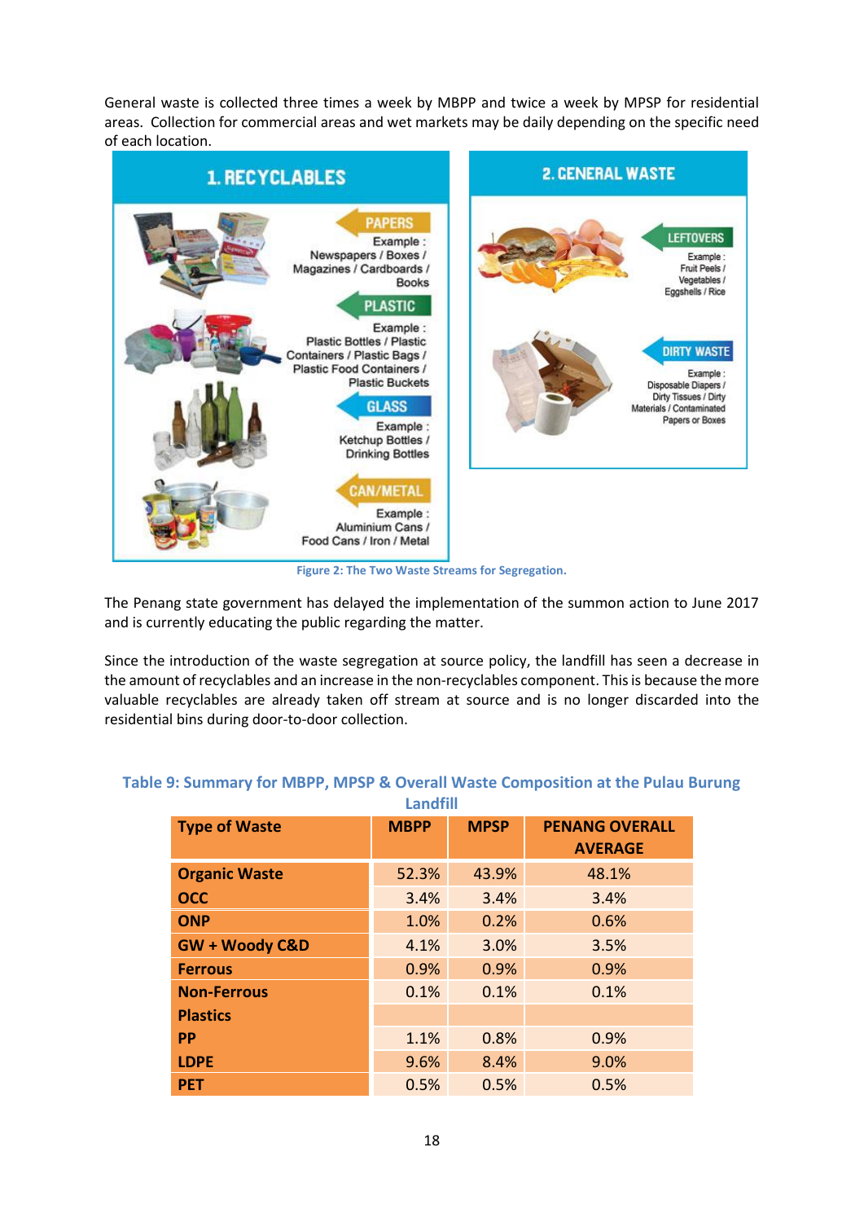General waste is collected three times a week by MBPP and twice a week by MPSP for residential areas. Collection for commercial areas and wet markets may be daily depending on the specific need of each location.

**1. RECYCLABLES**

- **PAPERS** – Example : Newspapers / Boxes / Magazines / Cardboards / Books
- **PLASTIC** – Example : Plastic Bottles / Plastic Containers / Plastic Bags / Plastic Food Containers / Plastic Buckets
- **GLASS** – Example : Ketchup Bottles / Drinking Bottles
- **CAN/METAL** – Example : Aluminium Cans / Food Cans / Iron / Metal

**2. GENERAL WASTE**

- **LEFTOVERS** – Example : Fruit Peels / Vegetables / Eggshells / Rice
- **DIRTY WASTE** – Example : Disposable Diapers / Dirty Tissues / Dirty Materials / Contaminated Papers or Boxes

Figure 2: The Two Waste Streams for Segregation.

The Penang state government has delayed the implementation of the summon action to June 2017 and is currently educating the public regarding the matter.

Since the introduction of the waste segregation at source policy, the landfill has seen a decrease in the amount of recyclables and an increase in the non-recyclables component. This is because the more valuable recyclables are already taken off stream at source and is no longer discarded into the residential bins during door-to-door collection.

**Table 9: Summary for MBPP, MPSP & Overall Waste Composition at the Pulau Burung Landfill**

| Type of Waste | MBPP | MPSP | PENANG OVERALL AVERAGE |
|---|---|---|---|
| **Organic Waste** | 52.3% | 43.9% | 48.1% |
| **OCC** | 3.4% | 3.4% | 3.4% |
| **ONP** | 1.0% | 0.2% | 0.6% |
| **GW + Woody C&D** | 4.1% | 3.0% | 3.5% |
| **Ferrous** | 0.9% | 0.9% | 0.9% |
| **Non-Ferrous** | 0.1% | 0.1% | 0.1% |
| **Plastics** | | | |
| **PP** | 1.1% | 0.8% | 0.9% |
| **LDPE** | 9.6% | 8.4% | 9.0% |
| **PET** | 0.5% | 0.5% | 0.5% |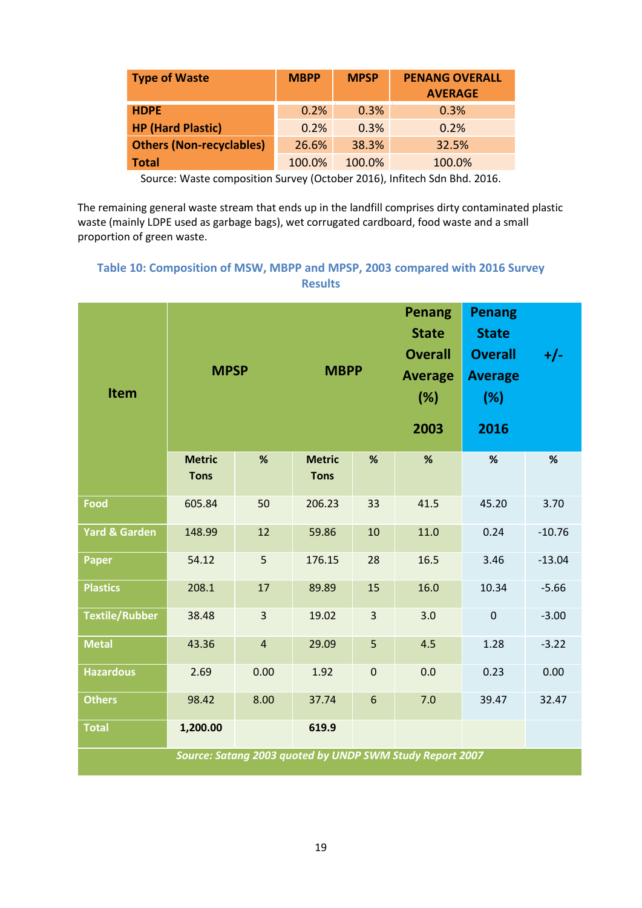| Type of Waste | MBPP | MPSP | PENANG OVERALL AVERAGE |
|---|---|---|---|
| HDPE | 0.2% | 0.3% | 0.3% |
| HP (Hard Plastic) | 0.2% | 0.3% | 0.2% |
| Others (Non-recyclables) | 26.6% | 38.3% | 32.5% |
| Total | 100.0% | 100.0% | 100.0% |

Source: Waste composition Survey (October 2016), Infitech Sdn Bhd. 2016.

The remaining general waste stream that ends up in the landfill comprises dirty contaminated plastic waste (mainly LDPE used as garbage bags), wet corrugated cardboard, food waste and a small proportion of green waste.

### Table 10: Composition of MSW, MBPP and MPSP, 2003 compared with 2016 Survey Results

| Item | MPSP | | MBPP | | Penang State Overall Average (%) 2003 | Penang State Overall Average (%) 2016 | +/- |
|---|---|---|---|---|---|---|---|
| | Metric Tons | % | Metric Tons | % | % | % | % |
| Food | 605.84 | 50 | 206.23 | 33 | 41.5 | 45.20 | 3.70 |
| Yard & Garden | 148.99 | 12 | 59.86 | 10 | 11.0 | 0.24 | -10.76 |
| Paper | 54.12 | 5 | 176.15 | 28 | 16.5 | 3.46 | -13.04 |
| Plastics | 208.1 | 17 | 89.89 | 15 | 16.0 | 10.34 | -5.66 |
| Textile/Rubber | 38.48 | 3 | 19.02 | 3 | 3.0 | 0 | -3.00 |
| Metal | 43.36 | 4 | 29.09 | 5 | 4.5 | 1.28 | -3.22 |
| Hazardous | 2.69 | 0.00 | 1.92 | 0 | 0.0 | 0.23 | 0.00 |
| Others | 98.42 | 8.00 | 37.74 | 6 | 7.0 | 39.47 | 32.47 |
| Total | **1,200.00** | | **619.9** | | | | |

*Source: Satang 2003 quoted by UNDP SWM Study Report 2007*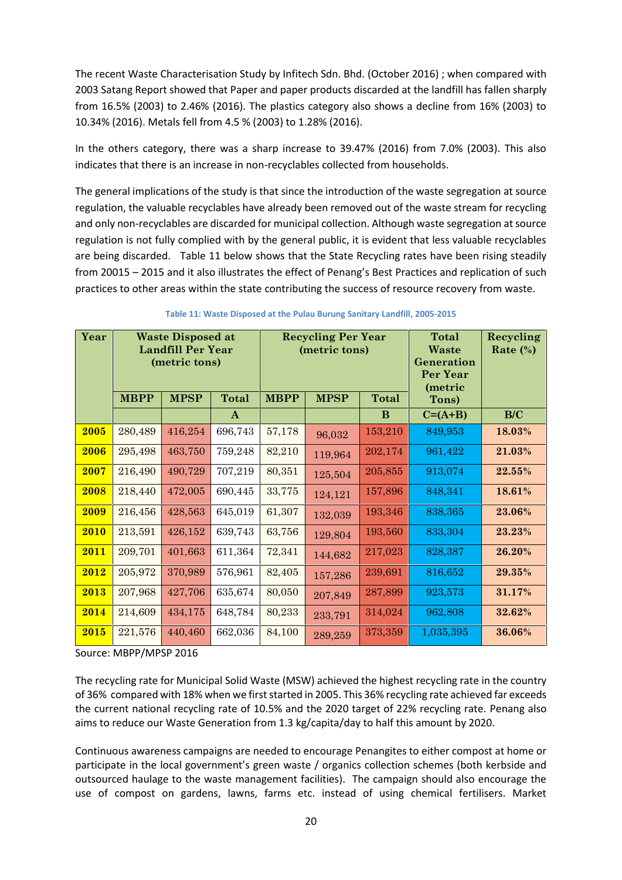The recent Waste Characterisation Study by Infitech Sdn. Bhd. (October 2016) ; when compared with 2003 Satang Report showed that Paper and paper products discarded at the landfill has fallen sharply from 16.5% (2003) to 2.46% (2016). The plastics category also shows a decline from 16% (2003) to 10.34% (2016). Metals fell from 4.5 % (2003) to 1.28% (2016).

In the others category, there was a sharp increase to 39.47% (2016) from 7.0% (2003). This also indicates that there is an increase in non-recyclables collected from households.

The general implications of the study is that since the introduction of the waste segregation at source regulation, the valuable recyclables have already been removed out of the waste stream for recycling and only non-recyclables are discarded for municipal collection. Although waste segregation at source regulation is not fully complied with by the general public, it is evident that less valuable recyclables are being discarded. Table 11 below shows that the State Recycling rates have been rising steadily from 20015 – 2015 and it also illustrates the effect of Penang's Best Practices and replication of such practices to other areas within the state contributing the success of resource recovery from waste.

**Table 11: Waste Disposed at the Pulau Burung Sanitary Landfill, 2005-2015**

| Year | Waste Disposed at Landfill Per Year (metric tons) | | | Recycling Per Year (metric tons) | | | Total Waste Generation Per Year (metric Tons) | Recycling Rate (%) |
|---|---|---|---|---|---|---|---|---|
| | MBPP | MPSP | Total | MBPP | MPSP | Total | | |
| | | | A | | | B | C=(A+B) | B/C |
| **2005** | 280,489 | 416,254 | 696,743 | 57,178 | 96,032 | 153,210 | 849,953 | **18.03%** |
| **2006** | 295,498 | 463,750 | 759,248 | 82,210 | 119,964 | 202,174 | 961,422 | **21.03%** |
| **2007** | 216,490 | 490,729 | 707,219 | 80,351 | 125,504 | 205,855 | 913,074 | **22.55%** |
| **2008** | 218,440 | 472,005 | 690,445 | 33,775 | 124,121 | 157,896 | 848,341 | **18.61%** |
| **2009** | 216,456 | 428,563 | 645,019 | 61,307 | 132,039 | 193,346 | 838,365 | **23.06%** |
| **2010** | 213,591 | 426,152 | 639,743 | 63,756 | 129,804 | 193,560 | 833,304 | **23.23%** |
| **2011** | 209,701 | 401,663 | 611,364 | 72,341 | 144,682 | 217,023 | 828,387 | **26.20%** |
| **2012** | 205,972 | 370,989 | 576,961 | 82,405 | 157,286 | 239,691 | 816,652 | **29.35%** |
| **2013** | 207,968 | 427,706 | 635,674 | 80,050 | 207,849 | 287,899 | 923,573 | **31.17%** |
| **2014** | 214,609 | 434,175 | 648,784 | 80,233 | 233,791 | 314,024 | 962,808 | **32.62%** |
| **2015** | 221,576 | 440,460 | 662,036 | 84,100 | 289,259 | 373,359 | 1,035,395 | **36.06%** |

Source: MBPP/MPSP 2016

The recycling rate for Municipal Solid Waste (MSW) achieved the highest recycling rate in the country of 36% compared with 18% when we first started in 2005. This 36% recycling rate achieved far exceeds the current national recycling rate of 10.5% and the 2020 target of 22% recycling rate. Penang also aims to reduce our Waste Generation from 1.3 kg/capita/day to half this amount by 2020.

Continuous awareness campaigns are needed to encourage Penangites to either compost at home or participate in the local government's green waste / organics collection schemes (both kerbside and outsourced haulage to the waste management facilities). The campaign should also encourage the use of compost on gardens, lawns, farms etc. instead of using chemical fertilisers. Market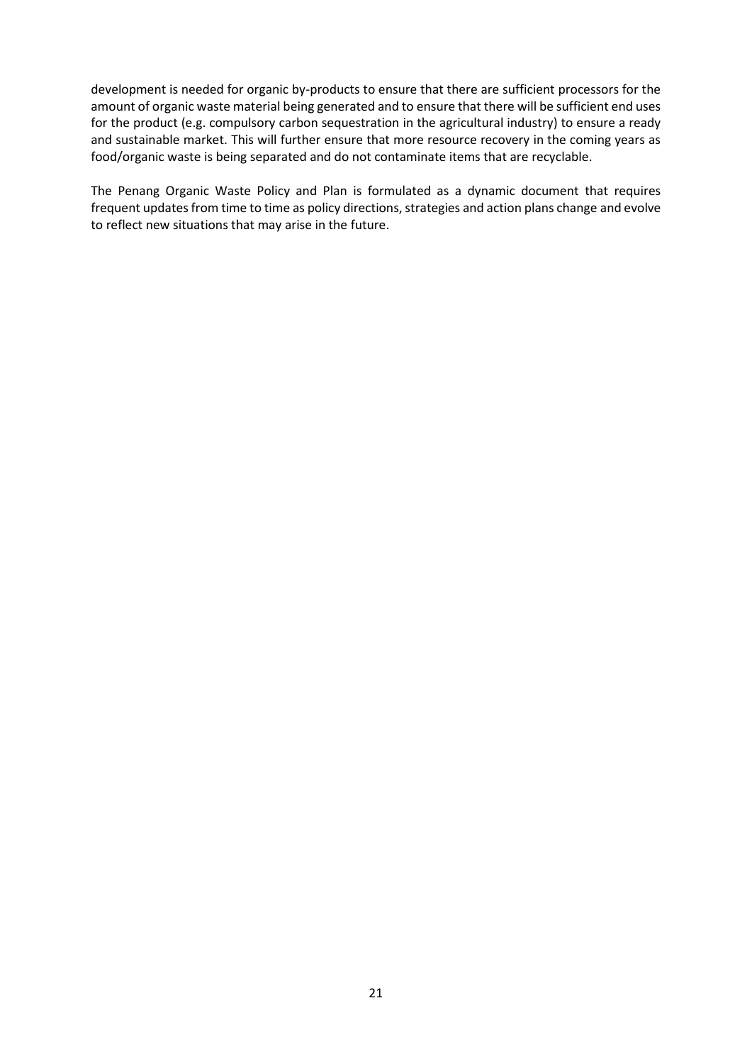development is needed for organic by-products to ensure that there are sufficient processors for the amount of organic waste material being generated and to ensure that there will be sufficient end uses for the product (e.g. compulsory carbon sequestration in the agricultural industry) to ensure a ready and sustainable market. This will further ensure that more resource recovery in the coming years as food/organic waste is being separated and do not contaminate items that are recyclable.

The Penang Organic Waste Policy and Plan is formulated as a dynamic document that requires frequent updates from time to time as policy directions, strategies and action plans change and evolve to reflect new situations that may arise in the future.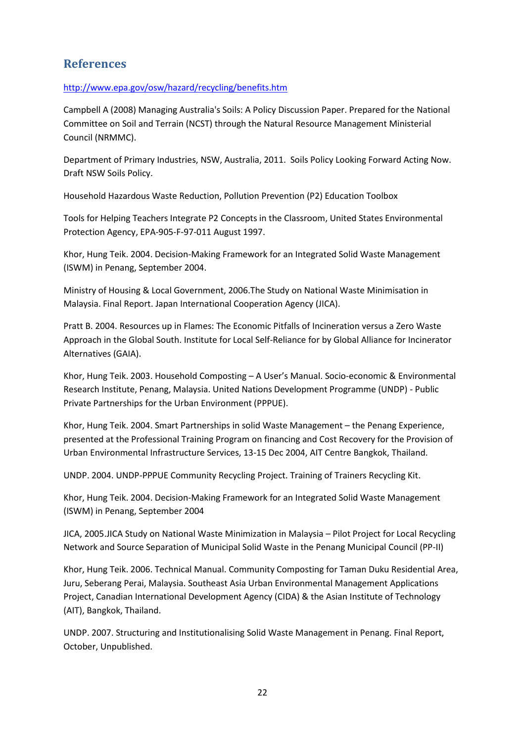## References

http://www.epa.gov/osw/hazard/recycling/benefits.htm

Campbell A (2008) Managing Australia's Soils: A Policy Discussion Paper. Prepared for the National Committee on Soil and Terrain (NCST) through the Natural Resource Management Ministerial Council (NRMMC).

Department of Primary Industries, NSW, Australia, 2011. Soils Policy Looking Forward Acting Now. Draft NSW Soils Policy.

Household Hazardous Waste Reduction, Pollution Prevention (P2) Education Toolbox

Tools for Helping Teachers Integrate P2 Concepts in the Classroom, United States Environmental Protection Agency, EPA-905-F-97-011 August 1997.

Khor, Hung Teik. 2004. Decision-Making Framework for an Integrated Solid Waste Management (ISWM) in Penang, September 2004.

Ministry of Housing & Local Government, 2006.The Study on National Waste Minimisation in Malaysia. Final Report. Japan International Cooperation Agency (JICA).

Pratt B. 2004. Resources up in Flames: The Economic Pitfalls of Incineration versus a Zero Waste Approach in the Global South. Institute for Local Self-Reliance for by Global Alliance for Incinerator Alternatives (GAIA).

Khor, Hung Teik. 2003. Household Composting – A User's Manual. Socio-economic & Environmental Research Institute, Penang, Malaysia. United Nations Development Programme (UNDP) - Public Private Partnerships for the Urban Environment (PPPUE).

Khor, Hung Teik. 2004. Smart Partnerships in solid Waste Management – the Penang Experience, presented at the Professional Training Program on financing and Cost Recovery for the Provision of Urban Environmental Infrastructure Services, 13-15 Dec 2004, AIT Centre Bangkok, Thailand.

UNDP. 2004. UNDP-PPPUE Community Recycling Project. Training of Trainers Recycling Kit.

Khor, Hung Teik. 2004. Decision-Making Framework for an Integrated Solid Waste Management (ISWM) in Penang, September 2004

JICA, 2005.JICA Study on National Waste Minimization in Malaysia – Pilot Project for Local Recycling Network and Source Separation of Municipal Solid Waste in the Penang Municipal Council (PP-II)

Khor, Hung Teik. 2006. Technical Manual. Community Composting for Taman Duku Residential Area, Juru, Seberang Perai, Malaysia. Southeast Asia Urban Environmental Management Applications Project, Canadian International Development Agency (CIDA) & the Asian Institute of Technology (AIT), Bangkok, Thailand.

UNDP. 2007. Structuring and Institutionalising Solid Waste Management in Penang. Final Report, October, Unpublished.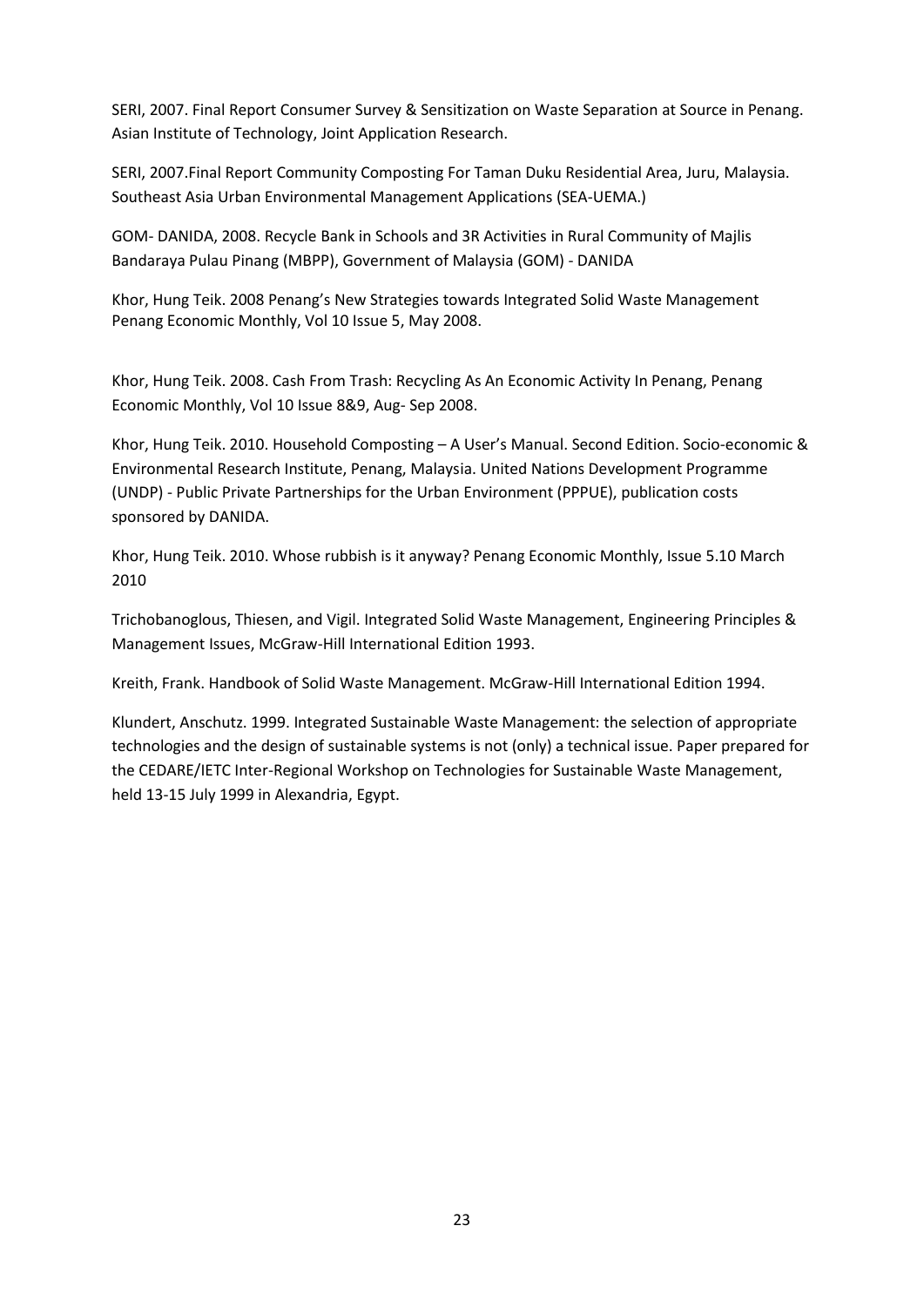SERI, 2007. Final Report Consumer Survey & Sensitization on Waste Separation at Source in Penang. Asian Institute of Technology, Joint Application Research.

SERI, 2007.Final Report Community Composting For Taman Duku Residential Area, Juru, Malaysia. Southeast Asia Urban Environmental Management Applications (SEA-UEMA.)

GOM- DANIDA, 2008. Recycle Bank in Schools and 3R Activities in Rural Community of Majlis Bandaraya Pulau Pinang (MBPP), Government of Malaysia (GOM) - DANIDA

Khor, Hung Teik. 2008 Penang's New Strategies towards Integrated Solid Waste Management Penang Economic Monthly, Vol 10 Issue 5, May 2008.

Khor, Hung Teik. 2008. Cash From Trash: Recycling As An Economic Activity In Penang, Penang Economic Monthly, Vol 10 Issue 8&9, Aug- Sep 2008.

Khor, Hung Teik. 2010. Household Composting – A User's Manual. Second Edition. Socio-economic & Environmental Research Institute, Penang, Malaysia. United Nations Development Programme (UNDP) - Public Private Partnerships for the Urban Environment (PPPUE), publication costs sponsored by DANIDA.

Khor, Hung Teik. 2010. Whose rubbish is it anyway? Penang Economic Monthly, Issue 5.10 March 2010

Trichobanoglous, Thiesen, and Vigil. Integrated Solid Waste Management, Engineering Principles & Management Issues, McGraw-Hill International Edition 1993.

Kreith, Frank. Handbook of Solid Waste Management. McGraw-Hill International Edition 1994.

Klundert, Anschutz. 1999. Integrated Sustainable Waste Management: the selection of appropriate technologies and the design of sustainable systems is not (only) a technical issue. Paper prepared for the CEDARE/IETC Inter-Regional Workshop on Technologies for Sustainable Waste Management, held 13-15 July 1999 in Alexandria, Egypt.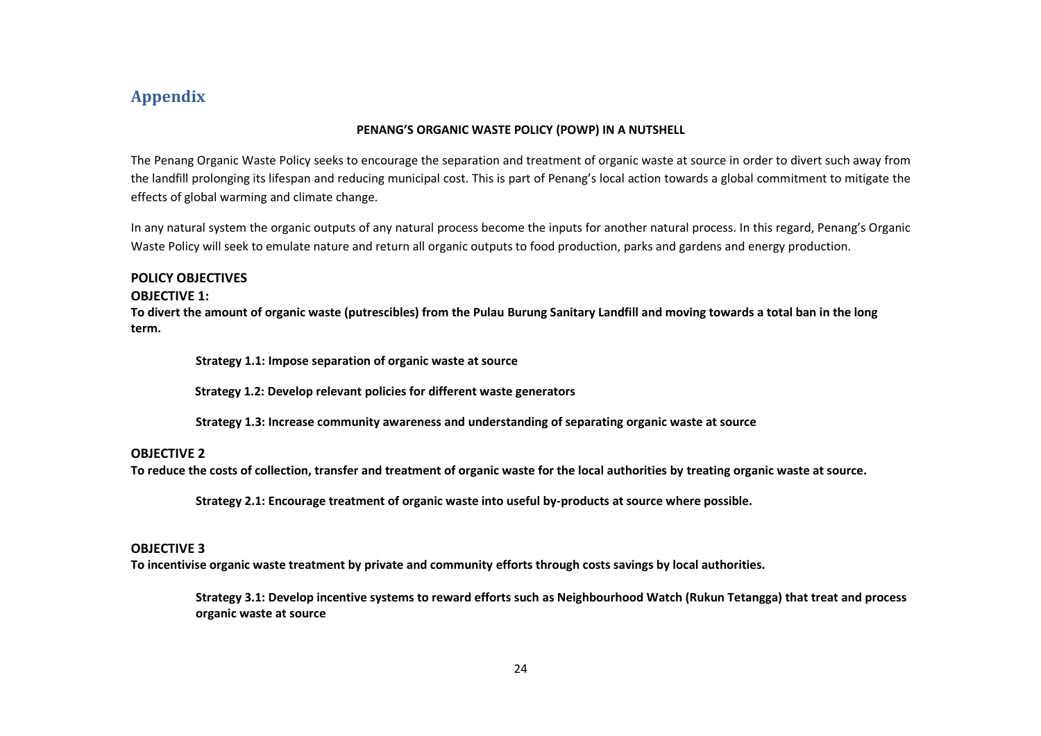## Appendix

**PENANG'S ORGANIC WASTE POLICY (POWP) IN A NUTSHELL**

The Penang Organic Waste Policy seeks to encourage the separation and treatment of organic waste at source in order to divert such away from the landfill prolonging its lifespan and reducing municipal cost. This is part of Penang's local action towards a global commitment to mitigate the effects of global warming and climate change.

In any natural system the organic outputs of any natural process become the inputs for another natural process. In this regard, Penang's Organic Waste Policy will seek to emulate nature and return all organic outputs to food production, parks and gardens and energy production.

### POLICY OBJECTIVES

**OBJECTIVE 1:**

**To divert the amount of organic waste (putrescibles) from the Pulau Burung Sanitary Landfill and moving towards a total ban in the long term.**

> **Strategy 1.1: Impose separation of organic waste at source**
>
> **Strategy 1.2: Develop relevant policies for different waste generators**
>
> **Strategy 1.3: Increase community awareness and understanding of separating organic waste at source**

**OBJECTIVE 2**

**To reduce the costs of collection, transfer and treatment of organic waste for the local authorities by treating organic waste at source.**

> **Strategy 2.1: Encourage treatment of organic waste into useful by-products at source where possible.**

**OBJECTIVE 3**

**To incentivise organic waste treatment by private and community efforts through costs savings by local authorities.**

> **Strategy 3.1: Develop incentive systems to reward efforts such as Neighbourhood Watch (Rukun Tetangga) that treat and process organic waste at source**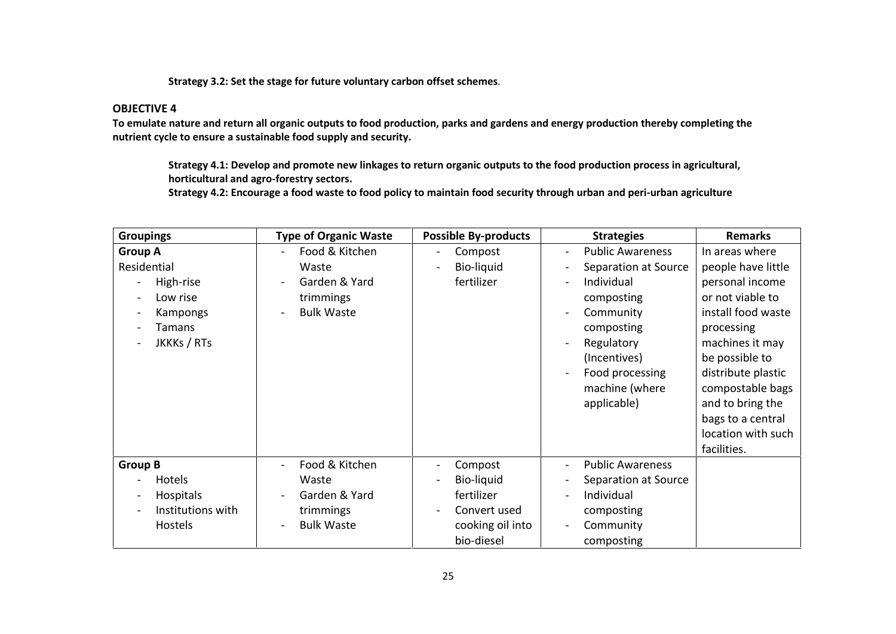**Strategy 3.2: Set the stage for future voluntary carbon offset schemes**.

## OBJECTIVE 4

**To emulate nature and return all organic outputs to food production, parks and gardens and energy production thereby completing the nutrient cycle to ensure a sustainable food supply and security.**

**Strategy 4.1: Develop and promote new linkages to return organic outputs to the food production process in agricultural, horticultural and agro-forestry sectors.**
**Strategy 4.2: Encourage a food waste to food policy to maintain food security through urban and peri-urban agriculture**

| Groupings | Type of Organic Waste | Possible By-products | Strategies | Remarks |
|---|---|---|---|---|
| **Group A**<br>Residential<br>- High-rise<br>- Low rise<br>- Kampongs<br>- Tamans<br>- JKKKs / RTs | - Food & Kitchen Waste<br>- Garden & Yard trimmings<br>- Bulk Waste | - Compost<br>- Bio-liquid fertilizer | - Public Awareness<br>- Separation at Source<br>- Individual composting<br>- Community composting<br>- Regulatory (Incentives)<br>- Food processing machine (where applicable) | In areas where people have little personal income or not viable to install food waste processing machines it may be possible to distribute plastic compostable bags and to bring the bags to a central location with such facilities. |
| **Group B**<br>- Hotels<br>- Hospitals<br>- Institutions with Hostels | - Food & Kitchen Waste<br>- Garden & Yard trimmings<br>- Bulk Waste | - Compost<br>- Bio-liquid fertilizer<br>- Convert used cooking oil into bio-diesel | - Public Awareness<br>- Separation at Source<br>- Individual composting<br>- Community composting | |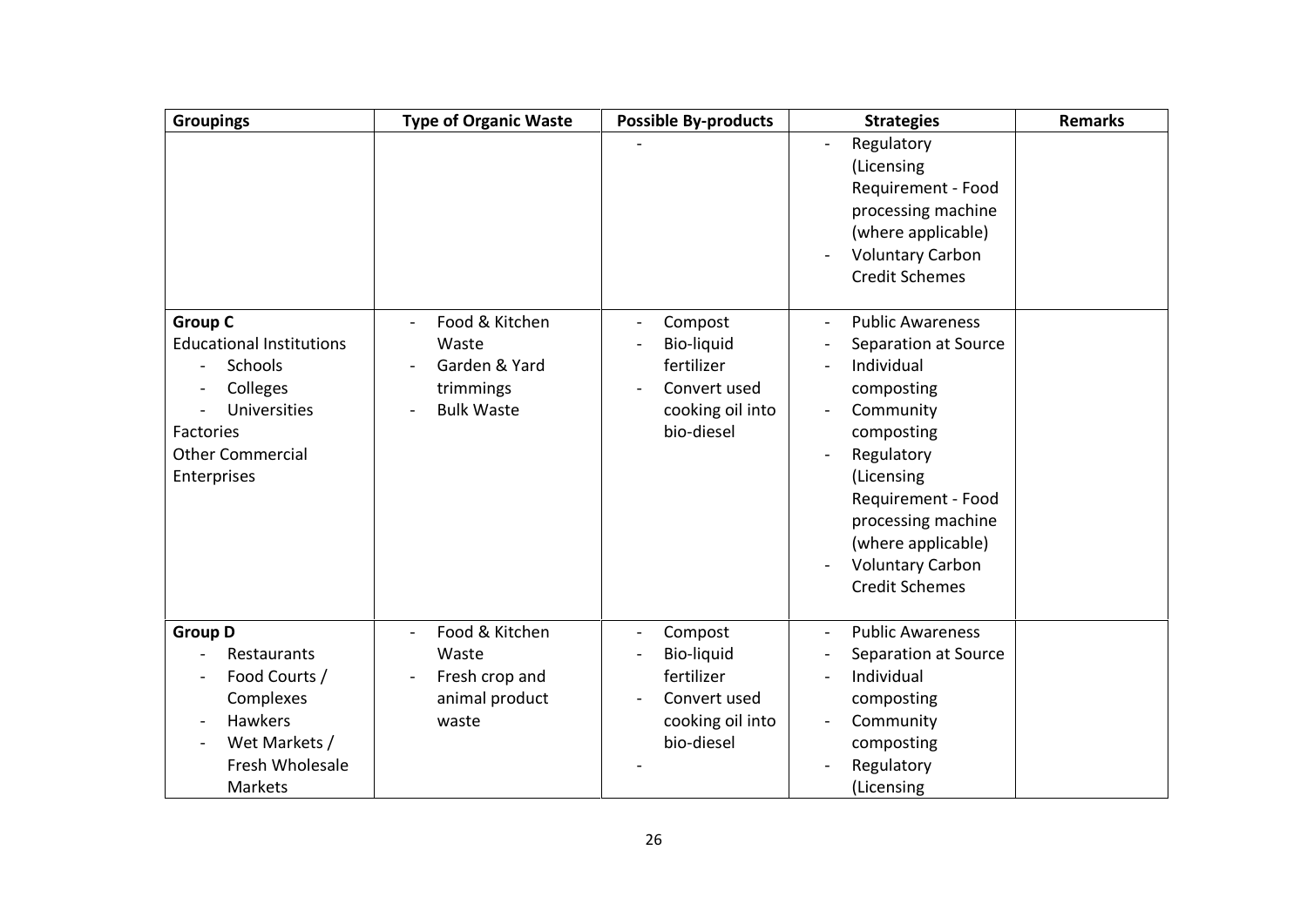| Groupings | Type of Organic Waste | Possible By-products | Strategies | Remarks |
|---|---|---|---|---|
| | | - | - Regulatory (Licensing Requirement - Food processing machine (where applicable)<br>- Voluntary Carbon Credit Schemes | |
| **Group C**<br>Educational Institutions<br>- Schools<br>- Colleges<br>- Universities<br>Factories<br>Other Commercial Enterprises | - Food & Kitchen Waste<br>- Garden & Yard trimmings<br>- Bulk Waste | - Compost<br>- Bio-liquid fertilizer<br>- Convert used cooking oil into bio-diesel | - Public Awareness<br>- Separation at Source<br>- Individual composting<br>- Community composting<br>- Regulatory (Licensing Requirement - Food processing machine (where applicable)<br>- Voluntary Carbon Credit Schemes | |
| **Group D**<br>- Restaurants<br>- Food Courts / Complexes<br>- Hawkers<br>- Wet Markets / Fresh Wholesale Markets | - Food & Kitchen Waste<br>- Fresh crop and animal product waste | - Compost<br>- Bio-liquid fertilizer<br>- Convert used cooking oil into bio-diesel<br>- | - Public Awareness<br>- Separation at Source<br>- Individual composting<br>- Community composting<br>- Regulatory (Licensing | |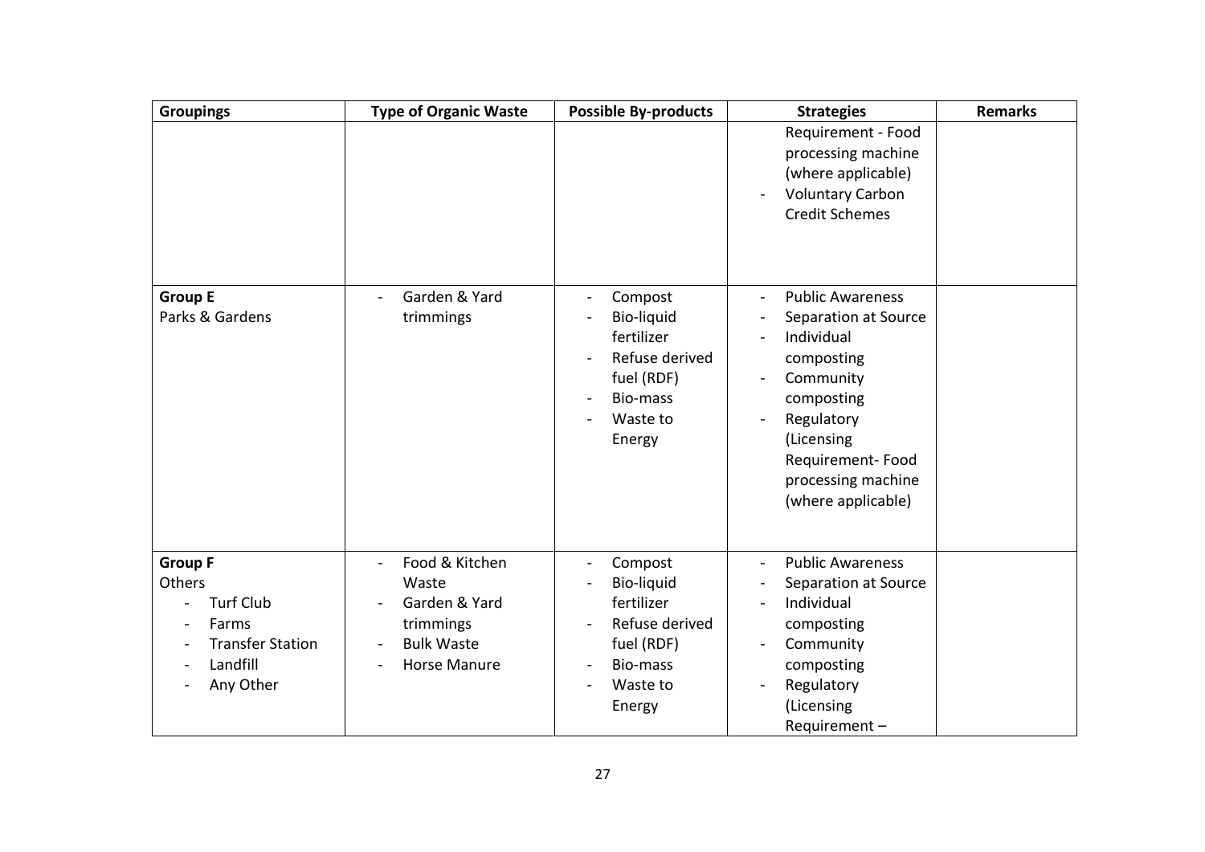| Groupings | Type of Organic Waste | Possible By-products | Strategies | Remarks |
|---|---|---|---|---|
| | | | Requirement - Food processing machine (where applicable)<br>- Voluntary Carbon Credit Schemes | |
| **Group E**<br>Parks & Gardens | - Garden & Yard trimmings | - Compost<br>- Bio-liquid fertilizer<br>- Refuse derived fuel (RDF)<br>- Bio-mass<br>- Waste to Energy | - Public Awareness<br>- Separation at Source<br>- Individual composting<br>- Community composting<br>- Regulatory (Licensing Requirement- Food processing machine (where applicable) | |
| **Group F**<br>Others<br>- Turf Club<br>- Farms<br>- Transfer Station<br>- Landfill<br>- Any Other | - Food & Kitchen Waste<br>- Garden & Yard trimmings<br>- Bulk Waste<br>- Horse Manure | - Compost<br>- Bio-liquid fertilizer<br>- Refuse derived fuel (RDF)<br>- Bio-mass<br>- Waste to Energy | - Public Awareness<br>- Separation at Source<br>- Individual composting<br>- Community composting<br>- Regulatory (Licensing Requirement – | |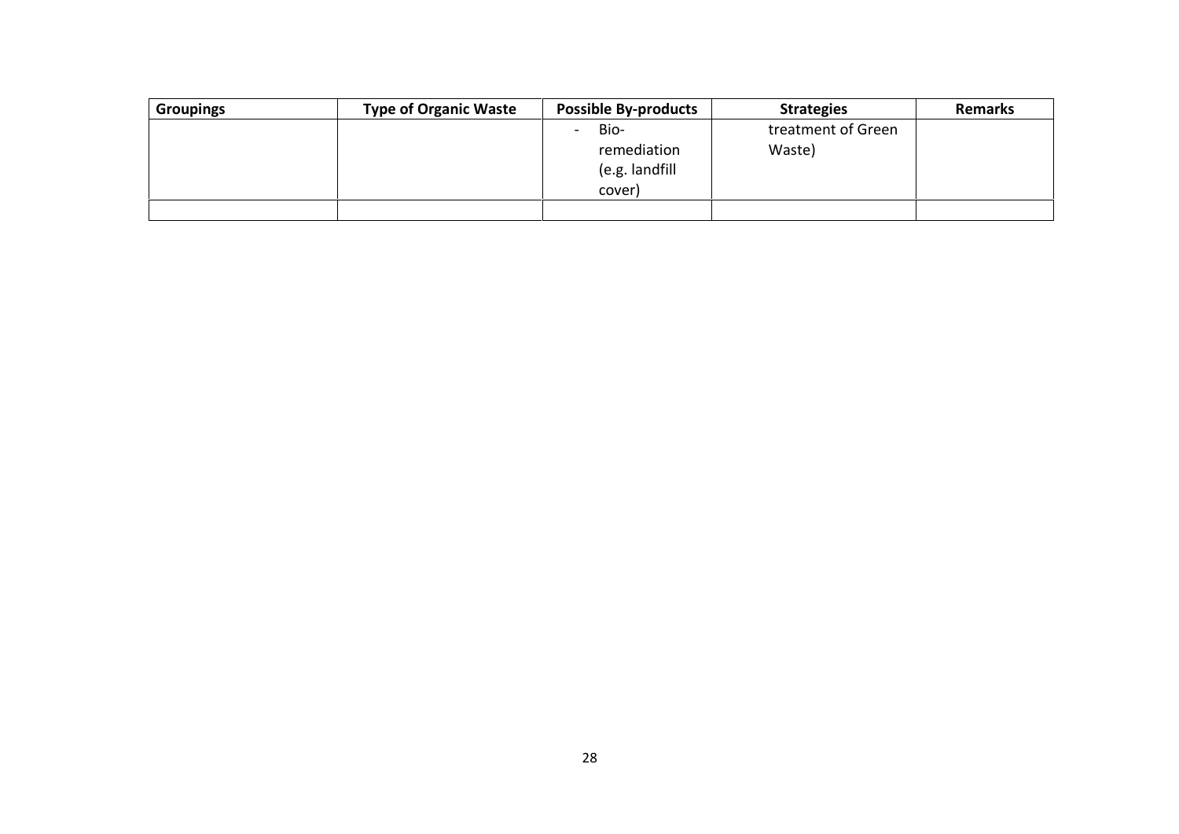| Groupings | Type of Organic Waste | Possible By-products | Strategies | Remarks |
|---|---|---|---|---|
| | | - Bio-remediation (e.g. landfill cover) | treatment of Green Waste) | |
| | | | | |